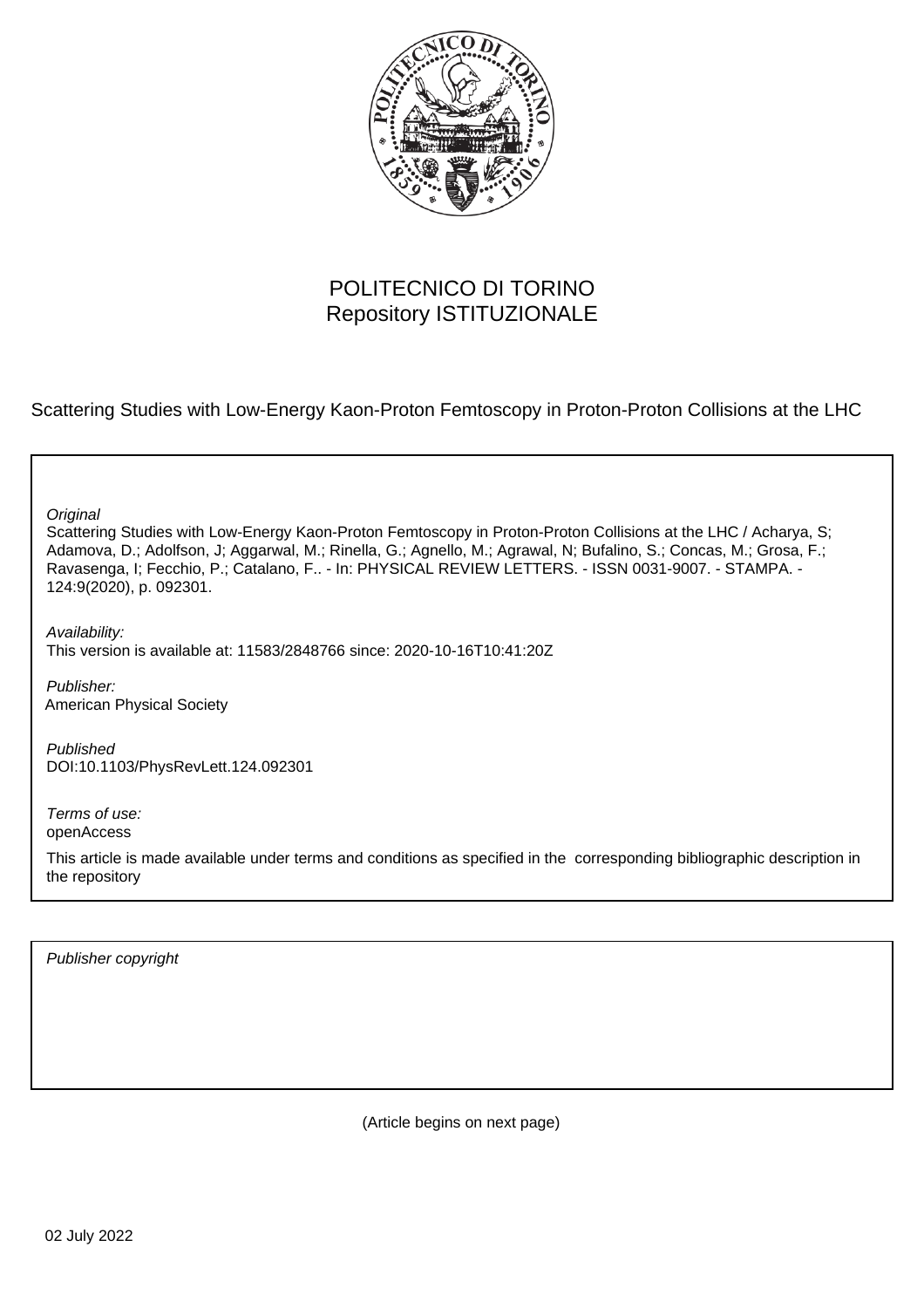POLITECNICO DI TORINO
Repository ISTITUZIONALE

Scattering Studies with Low-Energy Kaon-Proton Femtoscopy in Proton-Proton Collisions at the LHC

*Original*
Scattering Studies with Low-Energy Kaon-Proton Femtoscopy in Proton-Proton Collisions at the LHC / Acharya, S; Adamova, D.; Adolfson, J; Aggarwal, M.; Rinella, G.; Agnello, M.; Agrawal, N; Bufalino, S.; Concas, M.; Grosa, F.; Ravasenga, I; Fecchio, P.; Catalano, F.. - In: PHYSICAL REVIEW LETTERS. - ISSN 0031-9007. - STAMPA. - 124:9(2020), p. 092301.

*Availability:*
This version is available at: 11583/2848766 since: 2020-10-16T10:41:20Z

*Publisher:*
American Physical Society

*Published*
DOI:10.1103/PhysRevLett.124.092301

*Terms of use:*
openAccess

This article is made available under terms and conditions as specified in the corresponding bibliographic description in the repository

*Publisher copyright*

(Article begins on next page)

02 July 2022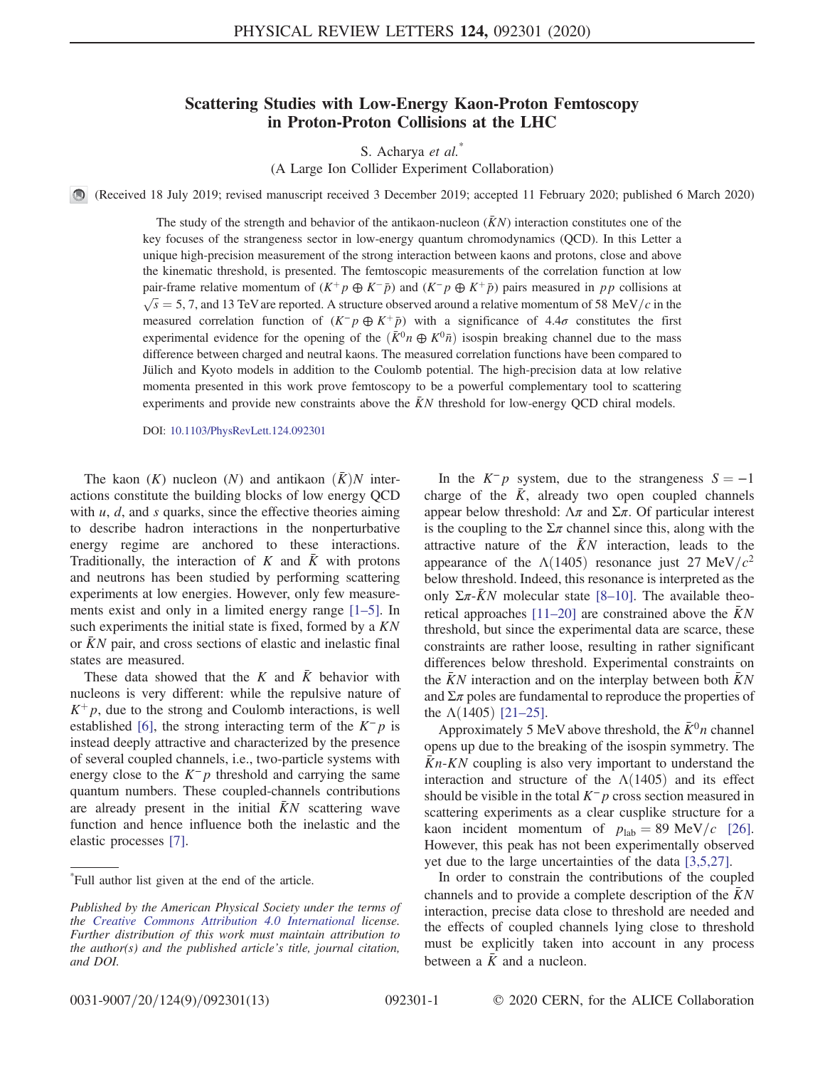# Scattering Studies with Low-Energy Kaon-Proton Femtoscopy in Proton-Proton Collisions at the LHC

S. Acharya *et al.*\*

(A Large Ion Collider Experiment Collaboration)

(Received 18 July 2019; revised manuscript received 3 December 2019; accepted 11 February 2020; published 6 March 2020)

The study of the strength and behavior of the antikaon-nucleon ($\bar{K}N$) interaction constitutes one of the key focuses of the strangeness sector in low-energy quantum chromodynamics (QCD). In this Letter a unique high-precision measurement of the strong interaction between kaons and protons, close and above the kinematic threshold, is presented. The femtoscopic measurements of the correlation function at low pair-frame relative momentum of ($K^+p \oplus K^-\bar{p}$) and ($K^-p \oplus K^+\bar{p}$) pairs measured in $pp$ collisions at $\sqrt{s} = 5$, 7, and 13 TeV are reported. A structure observed around a relative momentum of 58 MeV/$c$ in the measured correlation function of ($K^-p \oplus K^+\bar{p}$) with a significance of 4.4$\sigma$ constitutes the first experimental evidence for the opening of the ($\bar{K}^0n \oplus K^0\bar{n}$) isospin breaking channel due to the mass difference between charged and neutral kaons. The measured correlation functions have been compared to Jülich and Kyoto models in addition to the Coulomb potential. The high-precision data at low relative momenta presented in this work prove femtoscopy to be a powerful complementary tool to scattering experiments and provide new constraints above the $\bar{K}N$ threshold for low-energy QCD chiral models.

DOI: 10.1103/PhysRevLett.124.092301

The kaon ($K$) nucleon ($N$) and antikaon ($\bar{K}$)$N$ interactions constitute the building blocks of low energy QCD with $u$, $d$, and $s$ quarks, since the effective theories aiming to describe hadron interactions in the nonperturbative energy regime are anchored to these interactions. Traditionally, the interaction of $K$ and $\bar{K}$ with protons and neutrons has been studied by performing scattering experiments at low energies. However, only few measurements exist and only in a limited energy range [1–5]. In such experiments the initial state is fixed, formed by a $KN$ or $\bar{K}N$ pair, and cross sections of elastic and inelastic final states are measured.

These data showed that the $K$ and $\bar{K}$ behavior with nucleons is very different: while the repulsive nature of $K^+p$, due to the strong and Coulomb interactions, is well established [6], the strong interacting term of the $K^-p$ is instead deeply attractive and characterized by the presence of several coupled channels, i.e., two-particle systems with energy close to the $K^-p$ threshold and carrying the same quantum numbers. These coupled-channels contributions are already present in the initial $\bar{K}N$ scattering wave function and hence influence both the inelastic and the elastic processes [7].

In the $K^-p$ system, due to the strangeness $S = -1$ charge of the $\bar{K}$, already two open coupled channels appear below threshold: $\Lambda\pi$ and $\Sigma\pi$. Of particular interest is the coupling to the $\Sigma\pi$ channel since this, along with the attractive nature of the $\bar{K}N$ interaction, leads to the appearance of the $\Lambda(1405)$ resonance just 27 MeV/$c^2$ below threshold. Indeed, this resonance is interpreted as the only $\Sigma\pi$-$\bar{K}N$ molecular state [8–10]. The available theoretical approaches [11–20] are constrained above the $\bar{K}N$ threshold, but since the experimental data are scarce, these constraints are rather loose, resulting in rather significant differences below threshold. Experimental constraints on the $\bar{K}N$ interaction and on the interplay between both $\bar{K}N$ and $\Sigma\pi$ poles are fundamental to reproduce the properties of the $\Lambda(1405)$ [21–25].

Approximately 5 MeV above threshold, the $\bar{K}^0n$ channel opens up due to the breaking of the isospin symmetry. The $\bar{K}n$-$KN$ coupling is also very important to understand the interaction and structure of the $\Lambda(1405)$ and its effect should be visible in the total $K^-p$ cross section measured in scattering experiments as a clear cusplike structure for a kaon incident momentum of $p_{\mathrm{lab}} = 89$ MeV/$c$ [26]. However, this peak has not been experimentally observed yet due to the large uncertainties of the data [3,5,27].

In order to constrain the contributions of the coupled channels and to provide a complete description of the $\bar{K}N$ interaction, precise data close to threshold are needed and the effects of coupled channels lying close to threshold must be explicitly taken into account in any process between a $\bar{K}$ and a nucleon.

\*Full author list given at the end of the article.

*Published by the American Physical Society under the terms of the Creative Commons Attribution 4.0 International license. Further distribution of this work must maintain attribution to the author(s) and the published article's title, journal citation, and DOI.*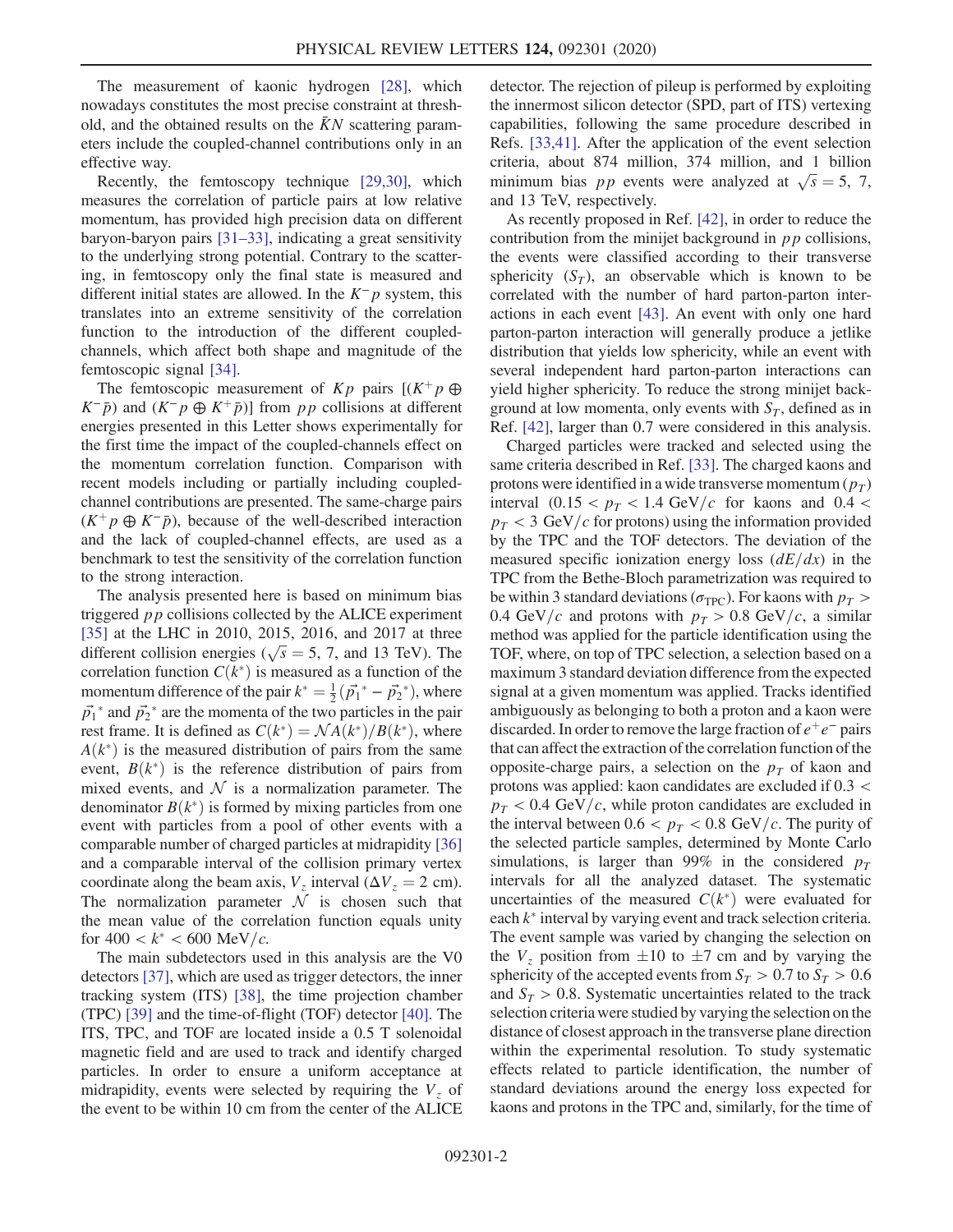The measurement of kaonic hydrogen [28], which nowadays constitutes the most precise constraint at threshold, and the obtained results on the $\bar{K}N$ scattering parameters include the coupled-channel contributions only in an effective way.

Recently, the femtoscopy technique [29,30], which measures the correlation of particle pairs at low relative momentum, has provided high precision data on different baryon-baryon pairs [31–33], indicating a great sensitivity to the underlying strong potential. Contrary to the scattering, in femtoscopy only the final state is measured and different initial states are allowed. In the $K^- p$ system, this translates into an extreme sensitivity of the correlation function to the introduction of the different coupled-channels, which affect both shape and magnitude of the femtoscopic signal [34].

The femtoscopic measurement of $Kp$ pairs $[(K^+ p \oplus K^- \bar{p})$ and $(K^- p \oplus K^+ \bar{p})]$ from $pp$ collisions at different energies presented in this Letter shows experimentally for the first time the impact of the coupled-channels effect on the momentum correlation function. Comparison with recent models including or partially including coupled-channel contributions are presented. The same-charge pairs $(K^+ p \oplus K^- \bar{p})$, because of the well-described interaction and the lack of coupled-channel effects, are used as a benchmark to test the sensitivity of the correlation function to the strong interaction.

The analysis presented here is based on minimum bias triggered $pp$ collisions collected by the ALICE experiment [35] at the LHC in 2010, 2015, 2016, and 2017 at three different collision energies ($\sqrt{s} = 5$, 7, and 13 TeV). The correlation function $C(k^*)$ is measured as a function of the momentum difference of the pair $k^* = \frac{1}{2}(\vec{p}_1{}^* - \vec{p}_2{}^*)$, where $\vec{p}_1{}^*$ and $\vec{p}_2{}^*$ are the momenta of the two particles in the pair rest frame. It is defined as $C(k^*) = \mathcal{N} A(k^*)/B(k^*)$, where $A(k^*)$ is the measured distribution of pairs from the same event, $B(k^*)$ is the reference distribution of pairs from mixed events, and $\mathcal{N}$ is a normalization parameter. The denominator $B(k^*)$ is formed by mixing particles from one event with particles from a pool of other events with a comparable number of charged particles at midrapidity [36] and a comparable interval of the collision primary vertex coordinate along the beam axis, $V_z$ interval ($\Delta V_z = 2$ cm). The normalization parameter $\mathcal{N}$ is chosen such that the mean value of the correlation function equals unity for $400 < k^* < 600$ MeV$/c$.

The main subdetectors used in this analysis are the V0 detectors [37], which are used as trigger detectors, the inner tracking system (ITS) [38], the time projection chamber (TPC) [39] and the time-of-flight (TOF) detector [40]. The ITS, TPC, and TOF are located inside a 0.5 T solenoidal magnetic field and are used to track and identify charged particles. In order to ensure a uniform acceptance at midrapidity, events were selected by requiring the $V_z$ of the event to be within 10 cm from the center of the ALICE detector. The rejection of pileup is performed by exploiting the innermost silicon detector (SPD, part of ITS) vertexing capabilities, following the same procedure described in Refs. [33,41]. After the application of the event selection criteria, about 874 million, 374 million, and 1 billion minimum bias $pp$ events were analyzed at $\sqrt{s} = 5$, 7, and 13 TeV, respectively.

As recently proposed in Ref. [42], in order to reduce the contribution from the minijet background in $pp$ collisions, the events were classified according to their transverse sphericity ($S_T$), an observable which is known to be correlated with the number of hard parton-parton interactions in each event [43]. An event with only one hard parton-parton interaction will generally produce a jetlike distribution that yields low sphericity, while an event with several independent hard parton-parton interactions can yield higher sphericity. To reduce the strong minijet background at low momenta, only events with $S_T$, defined as in Ref. [42], larger than 0.7 were considered in this analysis.

Charged particles were tracked and selected using the same criteria described in Ref. [33]. The charged kaons and protons were identified in a wide transverse momentum ($p_T$) interval ($0.15 < p_T < 1.4$ GeV$/c$ for kaons and $0.4 < p_T < 3$ GeV$/c$ for protons) using the information provided by the TPC and the TOF detectors. The deviation of the measured specific ionization energy loss ($dE/dx$) in the TPC from the Bethe-Bloch parametrization was required to be within 3 standard deviations ($\sigma_{\mathrm{TPC}}$). For kaons with $p_T > 0.4$ GeV$/c$ and protons with $p_T > 0.8$ GeV$/c$, a similar method was applied for the particle identification using the TOF, where, on top of TPC selection, a selection based on a maximum 3 standard deviation difference from the expected signal at a given momentum was applied. Tracks identified ambiguously as belonging to both a proton and a kaon were discarded. In order to remove the large fraction of $e^+e^-$ pairs that can affect the extraction of the correlation function of the opposite-charge pairs, a selection on the $p_T$ of kaon and protons was applied: kaon candidates are excluded if $0.3 < p_T < 0.4$ GeV$/c$, while proton candidates are excluded in the interval between $0.6 < p_T < 0.8$ GeV$/c$. The purity of the selected particle samples, determined by Monte Carlo simulations, is larger than 99% in the considered $p_T$ intervals for all the analyzed dataset. The systematic uncertainties of the measured $C(k^*)$ were evaluated for each $k^*$ interval by varying event and track selection criteria. The event sample was varied by changing the selection on the $V_z$ position from $\pm 10$ to $\pm 7$ cm and by varying the sphericity of the accepted events from $S_T > 0.7$ to $S_T > 0.6$ and $S_T > 0.8$. Systematic uncertainties related to the track selection criteria were studied by varying the selection on the distance of closest approach in the transverse plane direction within the experimental resolution. To study systematic effects related to particle identification, the number of standard deviations around the energy loss expected for kaons and protons in the TPC and, similarly, for the time of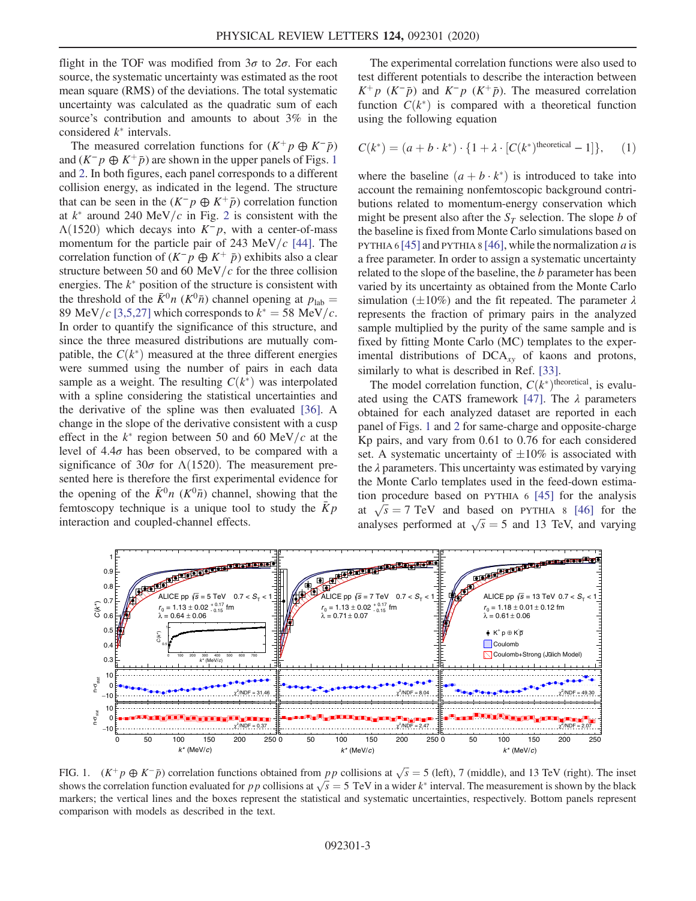flight in the TOF was modified from $3\sigma$ to $2\sigma$. For each source, the systematic uncertainty was estimated as the root mean square (RMS) of the deviations. The total systematic uncertainty was calculated as the quadratic sum of each source's contribution and amounts to about 3% in the considered $k^*$ intervals.

The measured correlation functions for $(K^+p \oplus K^-\bar{p})$ and $(K^-p \oplus K^+\bar{p})$ are shown in the upper panels of Figs. 1 and 2. In both figures, each panel corresponds to a different collision energy, as indicated in the legend. The structure that can be seen in the $(K^-p \oplus K^+\bar{p})$ correlation function at $k^*$ around 240 MeV/$c$ in Fig. 2 is consistent with the $\Lambda(1520)$ which decays into $K^-p$, with a center-of-mass momentum for the particle pair of 243 MeV/$c$ [44]. The correlation function of $(K^-p \oplus K^+\bar{p})$ exhibits also a clear structure between 50 and 60 MeV/$c$ for the three collision energies. The $k^*$ position of the structure is consistent with the threshold of the $\bar{K}^0 n$ ($K^0\bar{n}$) channel opening at $p_{\mathrm{lab}} = 89$ MeV/$c$ [3,5,27] which corresponds to $k^* = 58$ MeV/$c$. In order to quantify the significance of this structure, and since the three measured distributions are mutually compatible, the $C(k^*)$ measured at the three different energies were summed using the number of pairs in each data sample as a weight. The resulting $C(k^*)$ was interpolated with a spline considering the statistical uncertainties and the derivative of the spline was then evaluated [36]. A change in the slope of the derivative consistent with a cusp effect in the $k^*$ region between 50 and 60 MeV/$c$ at the level of $4.4\sigma$ has been observed, to be compared with a significance of $30\sigma$ for $\Lambda(1520)$. The measurement presented here is therefore the first experimental evidence for the opening of the $\bar{K}^0 n$ ($K^0\bar{n}$) channel, showing that the femtoscopy technique is a unique tool to study the $\bar{K}p$ interaction and coupled-channel effects.

The experimental correlation functions were also used to test different potentials to describe the interaction between $K^+p$ ($K^-\bar{p}$) and $K^-p$ ($K^+\bar{p}$). The measured correlation function $C(k^*)$ is compared with a theoretical function using the following equation

$$C(k^*) = (a + b \cdot k^*) \cdot \{1 + \lambda \cdot [C(k^*)^{\mathrm{theoretical}} - 1]\}, \tag{1}$$

where the baseline $(a + b \cdot k^*)$ is introduced to take into account the remaining nonfemtoscopic background contributions related to momentum-energy conservation which might be present also after the $S_T$ selection. The slope $b$ of the baseline is fixed from Monte Carlo simulations based on PYTHIA 6 [45] and PYTHIA 8 [46], while the normalization $a$ is a free parameter. In order to assign a systematic uncertainty related to the slope of the baseline, the $b$ parameter has been varied by its uncertainty as obtained from the Monte Carlo simulation ($\pm 10\%$) and the fit repeated. The parameter $\lambda$ represents the fraction of primary pairs in the analyzed sample multiplied by the purity of the same sample and is fixed by fitting Monte Carlo (MC) templates to the experimental distributions of $\mathrm{DCA}_{xy}$ of kaons and protons, similarly to what is described in Ref. [33].

The model correlation function, $C(k^*)^{\mathrm{theoretical}}$, is evaluated using the CATS framework [47]. The $\lambda$ parameters obtained for each analyzed dataset are reported in each panel of Figs. 1 and 2 for same-charge and opposite-charge Kp pairs, and vary from 0.61 to 0.76 for each considered set. A systematic uncertainty of $\pm 10\%$ is associated with the $\lambda$ parameters. This uncertainty was estimated by varying the Monte Carlo templates used in the feed-down estimation procedure based on PYTHIA 6 [45] for the analysis at $\sqrt{s} = 7$ TeV and based on PYTHIA 8 [46] for the analyses performed at $\sqrt{s} = 5$ and 13 TeV, and varying

FIG. 1. $(K^+p \oplus K^-\bar{p})$ correlation functions obtained from $pp$ collisions at $\sqrt{s} = 5$ (left), 7 (middle), and 13 TeV (right). The inset shows the correlation function evaluated for $pp$ collisions at $\sqrt{s} = 5$ TeV in a wider $k^*$ interval. The measurement is shown by the black markers; the vertical lines and the boxes represent the statistical and systematic uncertainties, respectively. Bottom panels represent comparison with models as described in the text.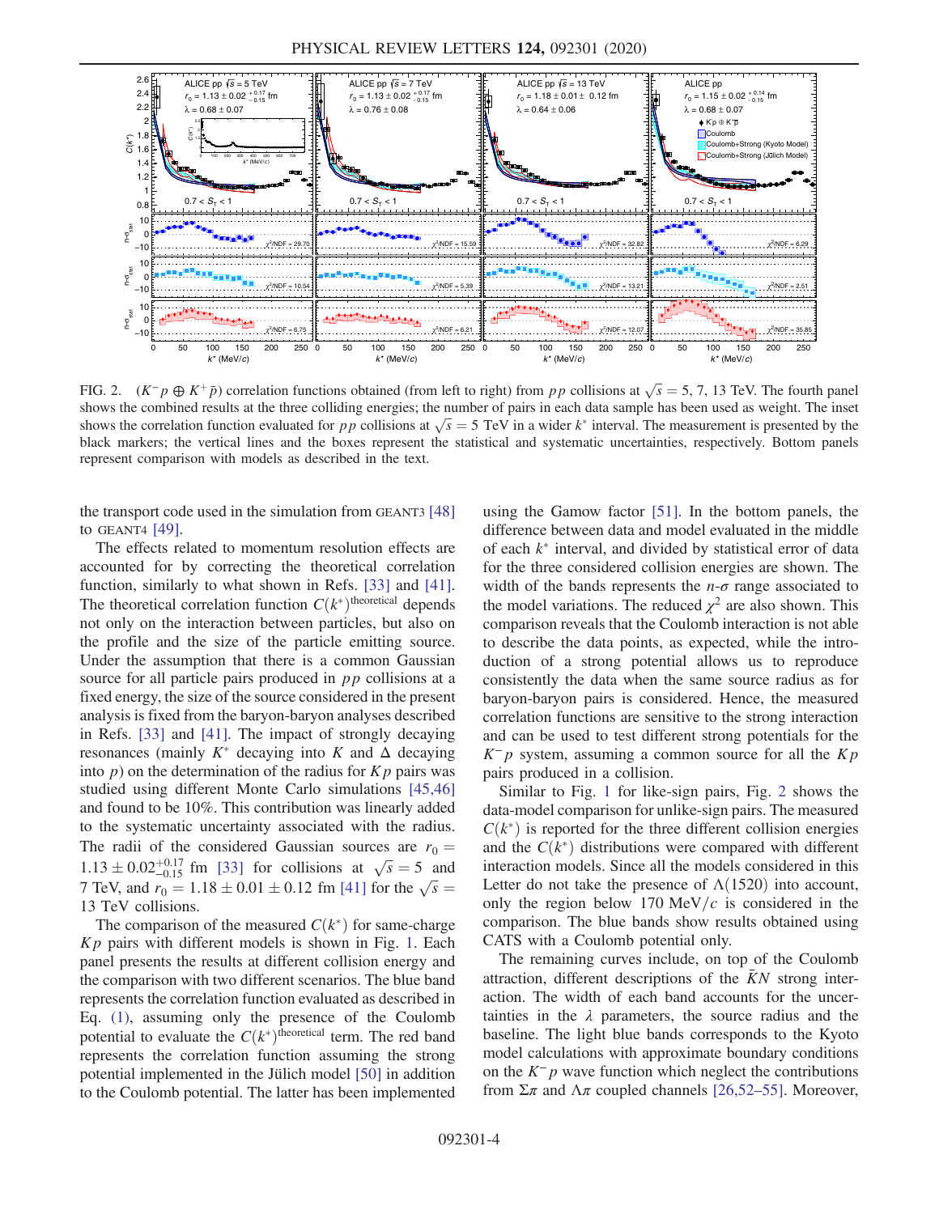FIG. 2. ($K^- p \oplus K^+ \bar{p}$) correlation functions obtained (from left to right) from $pp$ collisions at $\sqrt{s} = 5$, 7, 13 TeV. The fourth panel shows the combined results at the three colliding energies; the number of pairs in each data sample has been used as weight. The inset shows the correlation function evaluated for $pp$ collisions at $\sqrt{s} = 5$ TeV in a wider $k^*$ interval. The measurement is presented by the black markers; the vertical lines and the boxes represent the statistical and systematic uncertainties, respectively. Bottom panels represent comparison with models as described in the text.

the transport code used in the simulation from GEANT3 [48] to GEANT4 [49].

The effects related to momentum resolution effects are accounted for by correcting the theoretical correlation function, similarly to what shown in Refs. [33] and [41]. The theoretical correlation function $C(k^*)^{\mathrm{theoretical}}$ depends not only on the interaction between particles, but also on the profile and the size of the particle emitting source. Under the assumption that there is a common Gaussian source for all particle pairs produced in $pp$ collisions at a fixed energy, the size of the source considered in the present analysis is fixed from the baryon-baryon analyses described in Refs. [33] and [41]. The impact of strongly decaying resonances (mainly $K^*$ decaying into $K$ and $\Delta$ decaying into $p$) on the determination of the radius for $Kp$ pairs was studied using different Monte Carlo simulations [45,46] and found to be 10%. This contribution was linearly added to the systematic uncertainty associated with the radius. The radii of the considered Gaussian sources are $r_0 = 1.13 \pm 0.02^{+0.17}_{-0.15}$ fm [33] for collisions at $\sqrt{s} = 5$ and 7 TeV, and $r_0 = 1.18 \pm 0.01 \pm 0.12$ fm [41] for the $\sqrt{s} = 13$ TeV collisions.

The comparison of the measured $C(k^*)$ for same-charge $Kp$ pairs with different models is shown in Fig. 1. Each panel presents the results at different collision energy and the comparison with two different scenarios. The blue band represents the correlation function evaluated as described in Eq. (1), assuming only the presence of the Coulomb potential to evaluate the $C(k^*)^{\mathrm{theoretical}}$ term. The red band represents the correlation function assuming the strong potential implemented in the Jülich model [50] in addition to the Coulomb potential. The latter has been implemented using the Gamow factor [51]. In the bottom panels, the difference between data and model evaluated in the middle of each $k^*$ interval, and divided by statistical error of data for the three considered collision energies are shown. The width of the bands represents the $n$-$\sigma$ range associated to the model variations. The reduced $\chi^2$ are also shown. This comparison reveals that the Coulomb interaction is not able to describe the data points, as expected, while the introduction of a strong potential allows us to reproduce consistently the data when the same source radius as for baryon-baryon pairs is considered. Hence, the measured correlation functions are sensitive to the strong interaction and can be used to test different strong potentials for the $K^- p$ system, assuming a common source for all the $Kp$ pairs produced in a collision.

Similar to Fig. 1 for like-sign pairs, Fig. 2 shows the data-model comparison for unlike-sign pairs. The measured $C(k^*)$ is reported for the three different collision energies and the $C(k^*)$ distributions were compared with different interaction models. Since all the models considered in this Letter do not take the presence of $\Lambda(1520)$ into account, only the region below 170 MeV/$c$ is considered in the comparison. The blue bands show results obtained using CATS with a Coulomb potential only.

The remaining curves include, on top of the Coulomb attraction, different descriptions of the $\bar{K}N$ strong interaction. The width of each band accounts for the uncertainties in the $\lambda$ parameters, the source radius and the baseline. The light blue bands corresponds to the Kyoto model calculations with approximate boundary conditions on the $K^- p$ wave function which neglect the contributions from $\Sigma\pi$ and $\Lambda\pi$ coupled channels [26,52–55]. Moreover,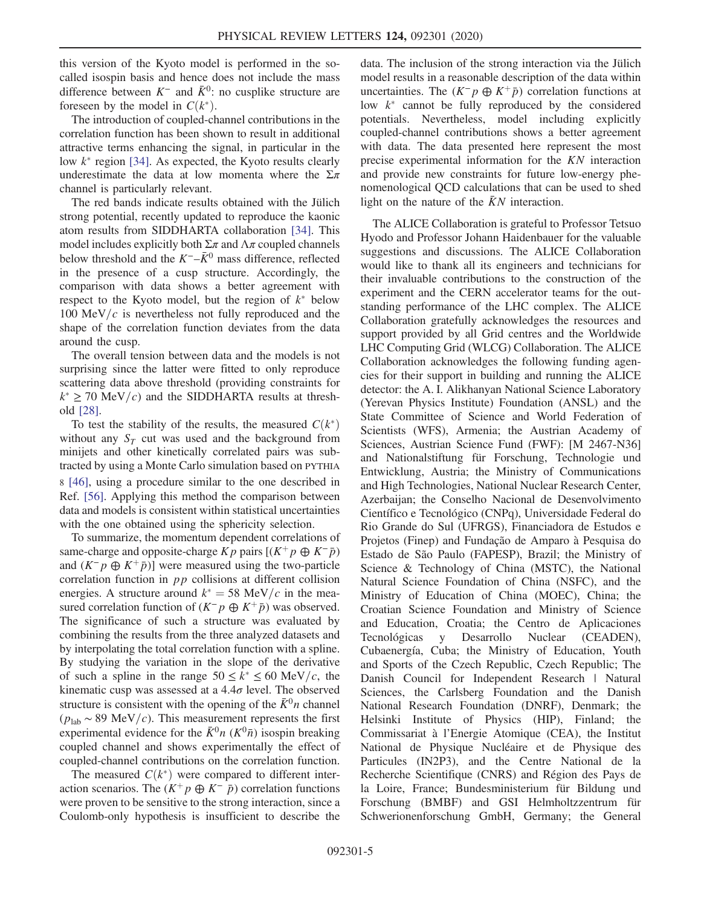this version of the Kyoto model is performed in the so-called isospin basis and hence does not include the mass difference between $K^-$ and $\bar{K}^0$: no cusplike structure are foreseen by the model in $C(k^*)$.

The introduction of coupled-channel contributions in the correlation function has been shown to result in additional attractive terms enhancing the signal, in particular in the low $k^*$ region [34]. As expected, the Kyoto results clearly underestimate the data at low momenta where the $\Sigma\pi$ channel is particularly relevant.

The red bands indicate results obtained with the Jülich strong potential, recently updated to reproduce the kaonic atom results from SIDDHARTA collaboration [34]. This model includes explicitly both $\Sigma\pi$ and $\Lambda\pi$ coupled channels below threshold and the $K^-$–$\bar{K}^0$ mass difference, reflected in the presence of a cusp structure. Accordingly, the comparison with data shows a better agreement with respect to the Kyoto model, but the region of $k^*$ below 100 MeV/$c$ is nevertheless not fully reproduced and the shape of the correlation function deviates from the data around the cusp.

The overall tension between data and the models is not surprising since the latter were fitted to only reproduce scattering data above threshold (providing constraints for $k^* \geq 70$ MeV/$c$) and the SIDDHARTA results at threshold [28].

To test the stability of the results, the measured $C(k^*)$ without any $S_T$ cut was used and the background from minijets and other kinetically correlated pairs was subtracted by using a Monte Carlo simulation based on PYTHIA 8 [46], using a procedure similar to the one described in Ref. [56]. Applying this method the comparison between data and models is consistent within statistical uncertainties with the one obtained using the sphericity selection.

To summarize, the momentum dependent correlations of same-charge and opposite-charge $Kp$ pairs [$(K^+p \oplus K^-\bar{p})$ and $(K^-p \oplus K^+\bar{p})$] were measured using the two-particle correlation function in $pp$ collisions at different collision energies. A structure around $k^* = 58$ MeV/$c$ in the measured correlation function of $(K^-p \oplus K^+\bar{p})$ was observed. The significance of such a structure was evaluated by combining the results from the three analyzed datasets and by interpolating the total correlation function with a spline. By studying the variation in the slope of the derivative of such a spline in the range $50 \leq k^* \leq 60$ MeV/$c$, the kinematic cusp was assessed at a $4.4\sigma$ level. The observed structure is consistent with the opening of the $\bar{K}^0 n$ channel ($p_{\mathrm{lab}} \sim 89$ MeV/$c$). This measurement represents the first experimental evidence for the $\bar{K}^0 n$ ($K^0\bar{n}$) isospin breaking coupled channel and shows experimentally the effect of coupled-channel contributions on the correlation function.

The measured $C(k^*)$ were compared to different interaction scenarios. The $(K^+p \oplus K^-\bar{p})$ correlation functions were proven to be sensitive to the strong interaction, since a Coulomb-only hypothesis is insufficient to describe the data. The inclusion of the strong interaction via the Jülich model results in a reasonable description of the data within uncertainties. The $(K^-p \oplus K^+\bar{p})$ correlation functions at low $k^*$ cannot be fully reproduced by the considered potentials. Nevertheless, model including explicitly coupled-channel contributions shows a better agreement with data. The data presented here represent the most precise experimental information for the $KN$ interaction and provide new constraints for future low-energy phenomenological QCD calculations that can be used to shed light on the nature of the $\bar{K}N$ interaction.

The ALICE Collaboration is grateful to Professor Tetsuo Hyodo and Professor Johann Haidenbauer for the valuable suggestions and discussions. The ALICE Collaboration would like to thank all its engineers and technicians for their invaluable contributions to the construction of the experiment and the CERN accelerator teams for the outstanding performance of the LHC complex. The ALICE Collaboration gratefully acknowledges the resources and support provided by all Grid centres and the Worldwide LHC Computing Grid (WLCG) Collaboration. The ALICE Collaboration acknowledges the following funding agencies for their support in building and running the ALICE detector: the A. I. Alikhanyan National Science Laboratory (Yerevan Physics Institute) Foundation (ANSL) and the State Committee of Science and World Federation of Scientists (WFS), Armenia; the Austrian Academy of Sciences, Austrian Science Fund (FWF): [M 2467-N36] and Nationalstiftung für Forschung, Technologie und Entwicklung, Austria; the Ministry of Communications and High Technologies, National Nuclear Research Center, Azerbaijan; the Conselho Nacional de Desenvolvimento Científico e Tecnológico (CNPq), Universidade Federal do Rio Grande do Sul (UFRGS), Financiadora de Estudos e Projetos (Finep) and Fundação de Amparo à Pesquisa do Estado de São Paulo (FAPESP), Brazil; the Ministry of Science & Technology of China (MSTC), the National Natural Science Foundation of China (NSFC), and the Ministry of Education of China (MOEC), China; the Croatian Science Foundation and Ministry of Science and Education, Croatia; the Centro de Aplicaciones Tecnológicas y Desarrollo Nuclear (CEADEN), Cubaenergía, Cuba; the Ministry of Education, Youth and Sports of the Czech Republic, Czech Republic; The Danish Council for Independent Research | Natural Sciences, the Carlsberg Foundation and the Danish National Research Foundation (DNRF), Denmark; the Helsinki Institute of Physics (HIP), Finland; the Commissariat à l'Energie Atomique (CEA), the Institut National de Physique Nucléaire et de Physique des Particules (IN2P3), and the Centre National de la Recherche Scientifique (CNRS) and Région des Pays de la Loire, France; Bundesministerium für Bildung und Forschung (BMBF) and GSI Helmholtzzentrum für Schwerionenforschung GmbH, Germany; the General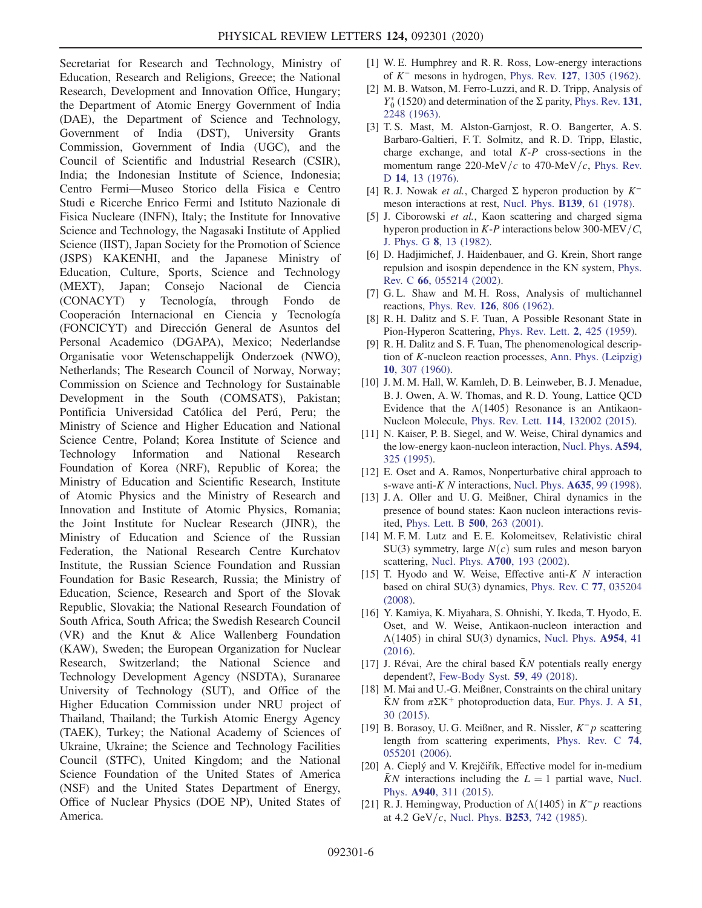Secretariat for Research and Technology, Ministry of Education, Research and Religions, Greece; the National Research, Development and Innovation Office, Hungary; the Department of Atomic Energy Government of India (DAE), the Department of Science and Technology, Government of India (DST), University Grants Commission, Government of India (UGC), and the Council of Scientific and Industrial Research (CSIR), India; the Indonesian Institute of Science, Indonesia; Centro Fermi—Museo Storico della Fisica e Centro Studi e Ricerche Enrico Fermi and Istituto Nazionale di Fisica Nucleare (INFN), Italy; the Institute for Innovative Science and Technology, the Nagasaki Institute of Applied Science (IIST), Japan Society for the Promotion of Science (JSPS) KAKENHI, and the Japanese Ministry of Education, Culture, Sports, Science and Technology (MEXT), Japan; Consejo Nacional de Ciencia (CONACYT) y Tecnología, through Fondo de Cooperación Internacional en Ciencia y Tecnología (FONCICYT) and Dirección General de Asuntos del Personal Academico (DGAPA), Mexico; Nederlandse Organisatie voor Wetenschappelijk Onderzoek (NWO), Netherlands; The Research Council of Norway, Norway; Commission on Science and Technology for Sustainable Development in the South (COMSATS), Pakistan; Pontificia Universidad Católica del Perú, Peru; the Ministry of Science and Higher Education and National Science Centre, Poland; Korea Institute of Science and Technology Information and National Research Foundation of Korea (NRF), Republic of Korea; the Ministry of Education and Scientific Research, Institute of Atomic Physics and the Ministry of Research and Innovation and Institute of Atomic Physics, Romania; the Joint Institute for Nuclear Research (JINR), the Ministry of Education and Science of the Russian Federation, the National Research Centre Kurchatov Institute, the Russian Science Foundation and Russian Foundation for Basic Research, Russia; the Ministry of Education, Science, Research and Sport of the Slovak Republic, Slovakia; the National Research Foundation of South Africa, South Africa; the Swedish Research Council (VR) and the Knut & Alice Wallenberg Foundation (KAW), Sweden; the European Organization for Nuclear Research, Switzerland; the National Science and Technology Development Agency (NSDTA), Suranaree University of Technology (SUT), and Office of the Higher Education Commission under NRU project of Thailand, Thailand; the Turkish Atomic Energy Agency (TAEK), Turkey; the National Academy of Sciences of Ukraine, Ukraine; the Science and Technology Facilities Council (STFC), United Kingdom; and the National Science Foundation of the United States of America (NSF) and the United States Department of Energy, Office of Nuclear Physics (DOE NP), United States of America.

[1] W. E. Humphrey and R. R. Ross, Low-energy interactions of $K^-$ mesons in hydrogen, Phys. Rev. **127**, 1305 (1962).

[2] M. B. Watson, M. Ferro-Luzzi, and R. D. Tripp, Analysis of $Y_0^*$ (1520) and determination of the Σ parity, Phys. Rev. **131**, 2248 (1963).

[3] T. S. Mast, M. Alston-Garnjost, R. O. Bangerter, A. S. Barbaro-Galtieri, F. T. Solmitz, and R. D. Tripp, Elastic, charge exchange, and total $K$-$P$ cross-sections in the momentum range 220-MeV/$c$ to 470-MeV/$c$, Phys. Rev. D **14**, 13 (1976).

[4] R. J. Nowak *et al.*, Charged Σ hyperon production by $K^-$ meson interactions at rest, Nucl. Phys. **B139**, 61 (1978).

[5] J. Ciborowski *et al.*, Kaon scattering and charged sigma hyperon production in $K$-$P$ interactions below 300-MEV/$C$, J. Phys. G **8**, 13 (1982).

[6] D. Hadjimichef, J. Haidenbauer, and G. Krein, Short range repulsion and isospin dependence in the KN system, Phys. Rev. C **66**, 055214 (2002).

[7] G. L. Shaw and M. H. Ross, Analysis of multichannel reactions, Phys. Rev. **126**, 806 (1962).

[8] R. H. Dalitz and S. F. Tuan, A Possible Resonant State in Pion-Hyperon Scattering, Phys. Rev. Lett. **2**, 425 (1959).

[9] R. H. Dalitz and S. F. Tuan, The phenomenological description of $K$-nucleon reaction processes, Ann. Phys. (Leipzig) **10**, 307 (1960).

[10] J. M. M. Hall, W. Kamleh, D. B. Leinweber, B. J. Menadue, B. J. Owen, A. W. Thomas, and R. D. Young, Lattice QCD Evidence that the Λ(1405) Resonance is an Antikaon-Nucleon Molecule, Phys. Rev. Lett. **114**, 132002 (2015).

[11] N. Kaiser, P. B. Siegel, and W. Weise, Chiral dynamics and the low-energy kaon-nucleon interaction, Nucl. Phys. **A594**, 325 (1995).

[12] E. Oset and A. Ramos, Nonperturbative chiral approach to s-wave anti-$K$ $N$ interactions, Nucl. Phys. **A635**, 99 (1998).

[13] J. A. Oller and U. G. Meißner, Chiral dynamics in the presence of bound states: Kaon nucleon interactions revisited, Phys. Lett. B **500**, 263 (2001).

[14] M. F. M. Lutz and E. E. Kolomeitsev, Relativistic chiral SU(3) symmetry, large $N(c)$ sum rules and meson baryon scattering, Nucl. Phys. **A700**, 193 (2002).

[15] T. Hyodo and W. Weise, Effective anti-$K$ $N$ interaction based on chiral SU(3) dynamics, Phys. Rev. C **77**, 035204 (2008).

[16] Y. Kamiya, K. Miyahara, S. Ohnishi, Y. Ikeda, T. Hyodo, E. Oset, and W. Weise, Antikaon-nucleon interaction and Λ(1405) in chiral SU(3) dynamics, Nucl. Phys. **A954**, 41 (2016).

[17] J. Révai, Are the chiral based $\bar{K}N$ potentials really energy dependent?, Few-Body Syst. **59**, 49 (2018).

[18] M. Mai and U.-G. Meißner, Constraints on the chiral unitary $\bar{K}N$ from $\pi\Sigma K^+$ photoproduction data, Eur. Phys. J. A **51**, 30 (2015).

[19] B. Borasoy, U. G. Meißner, and R. Nissler, $K^-p$ scattering length from scattering experiments, Phys. Rev. C **74**, 055201 (2006).

[20] A. Cieplý and V. Krejčiřík, Effective model for in-medium $\bar{K}N$ interactions including the $L = 1$ partial wave, Nucl. Phys. **A940**, 311 (2015).

[21] R. J. Hemingway, Production of Λ(1405) in $K^-p$ reactions at 4.2 GeV/$c$, Nucl. Phys. **B253**, 742 (1985).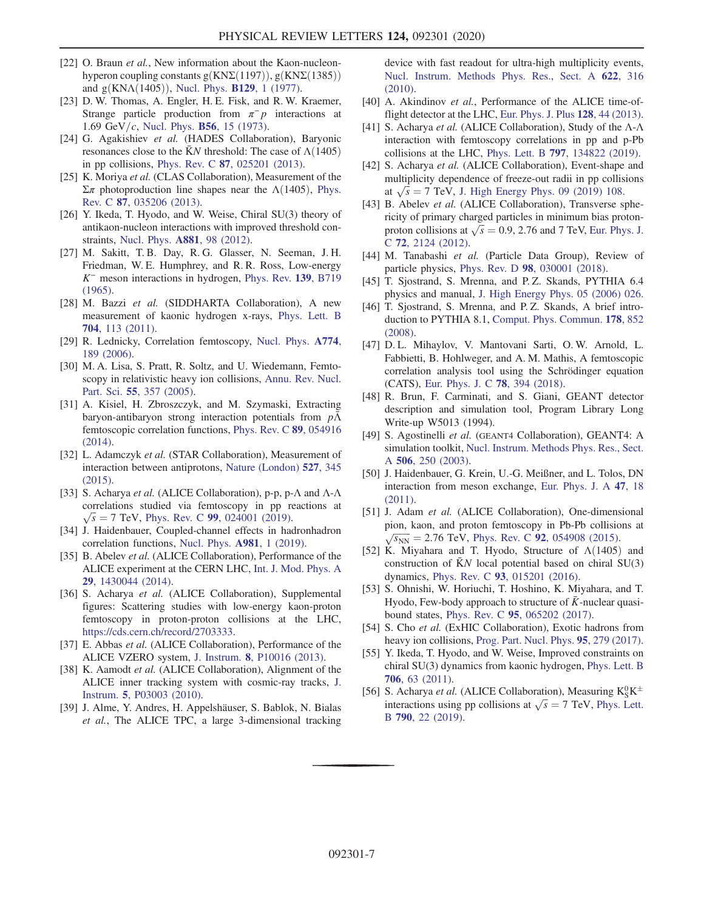[22] O. Braun *et al.*, New information about the Kaon-nucleon-hyperon coupling constants g(KNΣ(1197)), g(KNΣ(1385)) and g(KNΛ(1405)), Nucl. Phys. **B129**, 1 (1977).

[23] D. W. Thomas, A. Engler, H. E. Fisk, and R. W. Kraemer, Strange particle production from $\pi^- p$ interactions at 1.69 GeV/$c$, Nucl. Phys. **B56**, 15 (1973).

[24] G. Agakishiev *et al.* (HADES Collaboration), Baryonic resonances close to the $\bar{K}N$ threshold: The case of Λ(1405) in pp collisions, Phys. Rev. C **87**, 025201 (2013).

[25] K. Moriya *et al.* (CLAS Collaboration), Measurement of the Σπ photoproduction line shapes near the Λ(1405), Phys. Rev. C **87**, 035206 (2013).

[26] Y. Ikeda, T. Hyodo, and W. Weise, Chiral SU(3) theory of antikaon-nucleon interactions with improved threshold constraints, Nucl. Phys. **A881**, 98 (2012).

[27] M. Sakitt, T. B. Day, R. G. Glasser, N. Seeman, J. H. Friedman, W. E. Humphrey, and R. R. Ross, Low-energy $K^-$ meson interactions in hydrogen, Phys. Rev. **139**, B719 (1965).

[28] M. Bazzi *et al.* (SIDDHARTA Collaboration), A new measurement of kaonic hydrogen x-rays, Phys. Lett. B **704**, 113 (2011).

[29] R. Lednicky, Correlation femtoscopy, Nucl. Phys. **A774**, 189 (2006).

[30] M. A. Lisa, S. Pratt, R. Soltz, and U. Wiedemann, Femtoscopy in relativistic heavy ion collisions, Annu. Rev. Nucl. Part. Sci. **55**, 357 (2005).

[31] A. Kisiel, H. Zbroszczyk, and M. Szymaski, Extracting baryon-antibaryon strong interaction potentials from $p\bar{\Lambda}$ femtoscopic correlation functions, Phys. Rev. C **89**, 054916 (2014).

[32] L. Adamczyk *et al.* (STAR Collaboration), Measurement of interaction between antiprotons, Nature (London) **527**, 345 (2015).

[33] S. Acharya *et al.* (ALICE Collaboration), p-p, p-Λ and Λ-Λ correlations studied via femtoscopy in pp reactions at $\sqrt{s} = 7$ TeV, Phys. Rev. C **99**, 024001 (2019).

[34] J. Haidenbauer, Coupled-channel effects in hadronhadron correlation functions, Nucl. Phys. **A981**, 1 (2019).

[35] B. Abelev *et al.* (ALICE Collaboration), Performance of the ALICE experiment at the CERN LHC, Int. J. Mod. Phys. A **29**, 1430044 (2014).

[36] S. Acharya *et al.* (ALICE Collaboration), Supplemental figures: Scattering studies with low-energy kaon-proton femtoscopy in proton-proton collisions at the LHC, https://cds.cern.ch/record/2703333.

[37] E. Abbas *et al.* (ALICE Collaboration), Performance of the ALICE VZERO system, J. Instrum. **8**, P10016 (2013).

[38] K. Aamodt *et al.* (ALICE Collaboration), Alignment of the ALICE inner tracking system with cosmic-ray tracks, J. Instrum. **5**, P03003 (2010).

[39] J. Alme, Y. Andres, H. Appelshäuser, S. Bablok, N. Bialas *et al.*, The ALICE TPC, a large 3-dimensional tracking device with fast readout for ultra-high multiplicity events, Nucl. Instrum. Methods Phys. Res., Sect. A **622**, 316 (2010).

[40] A. Akindinov *et al.*, Performance of the ALICE time-of-flight detector at the LHC, Eur. Phys. J. Plus **128**, 44 (2013).

[41] S. Acharya *et al.* (ALICE Collaboration), Study of the Λ-Λ interaction with femtoscopy correlations in pp and p-Pb collisions at the LHC, Phys. Lett. B **797**, 134822 (2019).

[42] S. Acharya *et al.* (ALICE Collaboration), Event-shape and multiplicity dependence of freeze-out radii in pp collisions at $\sqrt{s} = 7$ TeV, J. High Energy Phys. 09 (2019) 108.

[43] B. Abelev *et al.* (ALICE Collaboration), Transverse sphericity of primary charged particles in minimum bias proton-proton collisions at $\sqrt{s} = 0.9$, 2.76 and 7 TeV, Eur. Phys. J. C **72**, 2124 (2012).

[44] M. Tanabashi *et al.* (Particle Data Group), Review of particle physics, Phys. Rev. D **98**, 030001 (2018).

[45] T. Sjostrand, S. Mrenna, and P. Z. Skands, PYTHIA 6.4 physics and manual, J. High Energy Phys. 05 (2006) 026.

[46] T. Sjostrand, S. Mrenna, and P. Z. Skands, A brief introduction to PYTHIA 8.1, Comput. Phys. Commun. **178**, 852 (2008).

[47] D. L. Mihaylov, V. Mantovani Sarti, O. W. Arnold, L. Fabbietti, B. Hohlweger, and A. M. Mathis, A femtoscopic correlation analysis tool using the Schrödinger equation (CATS), Eur. Phys. J. C **78**, 394 (2018).

[48] R. Brun, F. Carminati, and S. Giani, GEANT detector description and simulation tool, Program Library Long Write-up W5013 (1994).

[49] S. Agostinelli *et al.* (GEANT4 Collaboration), GEANT4: A simulation toolkit, Nucl. Instrum. Methods Phys. Res., Sect. A **506**, 250 (2003).

[50] J. Haidenbauer, G. Krein, U.-G. Meißner, and L. Tolos, DN interaction from meson exchange, Eur. Phys. J. A **47**, 18 (2011).

[51] J. Adam *et al.* (ALICE Collaboration), One-dimensional pion, kaon, and proton femtoscopy in Pb-Pb collisions at $\sqrt{s_{NN}} = 2.76$ TeV, Phys. Rev. C **92**, 054908 (2015).

[52] K. Miyahara and T. Hyodo, Structure of Λ(1405) and construction of $\bar{K}N$ local potential based on chiral SU(3) dynamics, Phys. Rev. C **93**, 015201 (2016).

[53] S. Ohnishi, W. Horiuchi, T. Hoshino, K. Miyahara, and T. Hyodo, Few-body approach to structure of $\bar{K}$-nuclear quasi-bound states, Phys. Rev. C **95**, 065202 (2017).

[54] S. Cho *et al.* (ExHIC Collaboration), Exotic hadrons from heavy ion collisions, Prog. Part. Nucl. Phys. **95**, 279 (2017).

[55] Y. Ikeda, T. Hyodo, and W. Weise, Improved constraints on chiral SU(3) dynamics from kaonic hydrogen, Phys. Lett. B **706**, 63 (2011).

[56] S. Acharya *et al.* (ALICE Collaboration), Measuring $K^0_S K^{\pm}$ interactions using pp collisions at $\sqrt{s} = 7$ TeV, Phys. Lett. B **790**, 22 (2019).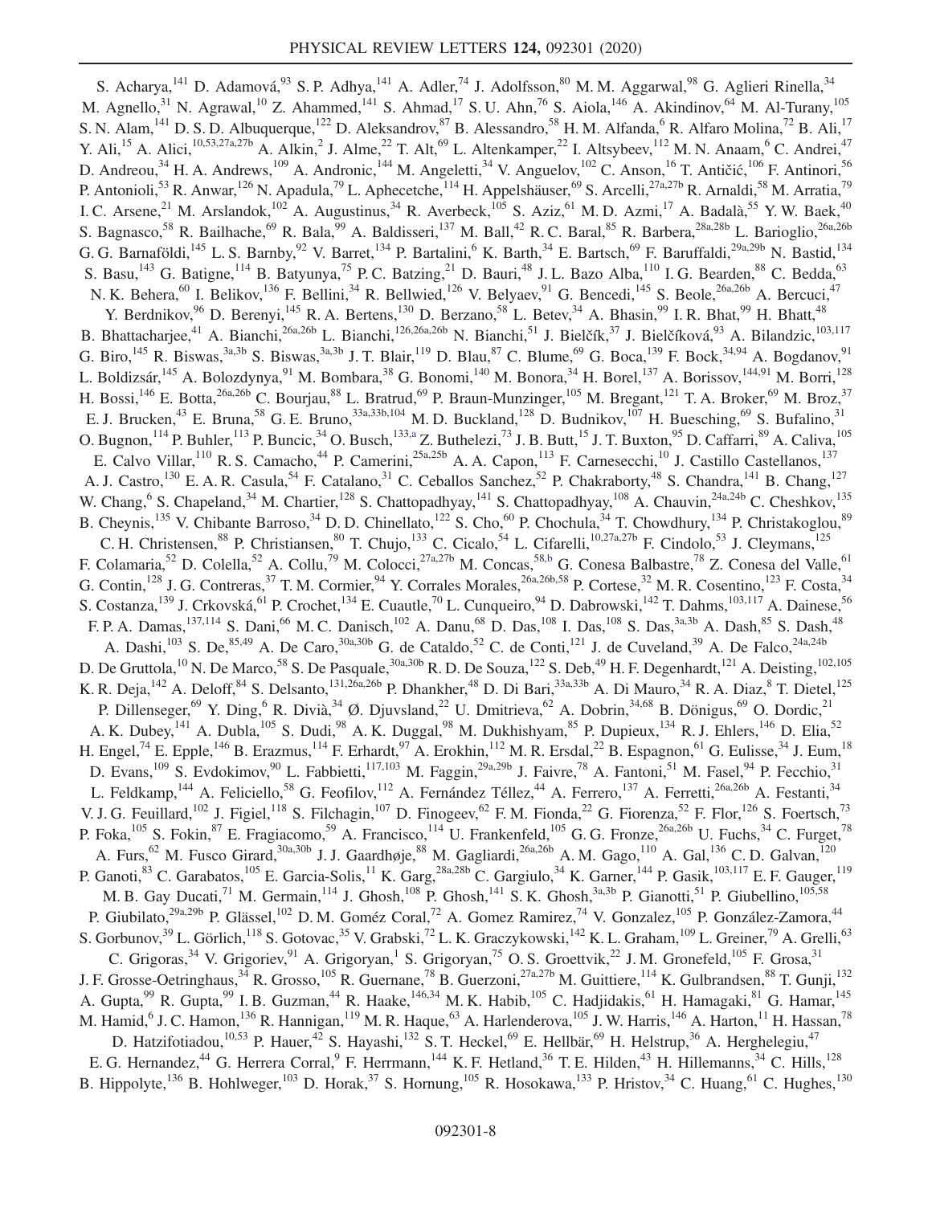S. Acharya,[141] D. Adamová,[93] S. P. Adhya,[141] A. Adler,[74] J. Adolfsson,[80] M. M. Aggarwal,[98] G. Aglieri Rinella,[34] M. Agnello,[31] N. Agrawal,[10] Z. Ahammed,[141] S. Ahmad,[17] S. U. Ahn,[76] S. Aiola,[146] A. Akindinov,[64] M. Al-Turany,[105] S. N. Alam,[141] D. S. D. Albuquerque,[122] D. Aleksandrov,[87] B. Alessandro,[58] H. M. Alfanda,[6] R. Alfaro Molina,[72] B. Ali,[17] Y. Ali,[15] A. Alici,[10,53,27a,27b] A. Alkin,[2] J. Alme,[22] T. Alt,[69] L. Altenkamper,[22] I. Altsybeev,[112] M. N. Anaam,[6] C. Andrei,[47] D. Andreou,[34] H. A. Andrews,[109] A. Andronic,[144] M. Angeletti,[34] V. Anguelov,[102] C. Anson,[16] T. Antičić,[106] F. Antinori,[56] P. Antonioli,[53] R. Anwar,[126] N. Apadula,[79] L. Aphecetche,[114] H. Appelshäuser,[69] S. Arcelli,[27a,27b] R. Arnaldi,[58] M. Arratia,[79] I. C. Arsene,[21] M. Arslandok,[102] A. Augustinus,[34] R. Averbeck,[105] S. Aziz,[61] M. D. Azmi,[17] A. Badalà,[55] Y. W. Baek,[40] S. Bagnasco,[58] R. Bailhache,[69] R. Bala,[99] A. Baldisseri,[137] M. Ball,[42] R. C. Baral,[85] R. Barbera,[28a,28b] L. Barioglio,[26a,26b] G. G. Barnaföldi,[145] L. S. Barnby,[92] V. Barret,[134] P. Bartalini,[6] K. Barth,[34] E. Bartsch,[69] F. Baruffaldi,[29a,29b] N. Bastid,[134] S. Basu,[143] G. Batigne,[114] B. Batyunya,[75] P. C. Batzing,[21] D. Bauri,[48] J. L. Bazo Alba,[110] I. G. Bearden,[88] C. Bedda,[63] N. K. Behera,[60] I. Belikov,[136] F. Bellini,[34] R. Bellwied,[126] V. Belyaev,[91] G. Bencedi,[145] S. Beole,[26a,26b] A. Bercuci,[47] Y. Berdnikov,[96] D. Berenyi,[145] R. A. Bertens,[130] D. Berzano,[58] L. Betev,[34] A. Bhasin,[99] I. R. Bhat,[99] H. Bhatt,[48] B. Bhattacharjee,[41] A. Bianchi,[26a,26b] L. Bianchi,[126,26a,26b] N. Bianchi,[51] J. Bielčík,[37] J. Bielčíková,[93] A. Bilandzic,[103,117] G. Biro,[145] R. Biswas,[3a,3b] S. Biswas,[3a,3b] J. T. Blair,[119] D. Blau,[87] C. Blume,[69] G. Boca,[139] F. Bock,[34,94] A. Bogdanov,[91] L. Boldizsár,[145] A. Bolozdynya,[91] M. Bombara,[38] G. Bonomi,[140] M. Bonora,[34] H. Borel,[137] A. Borissov,[144,91] M. Borri,[128] H. Bossi,[146] E. Botta,[26a,26b] C. Bourjau,[88] L. Bratrud,[69] P. Braun-Munzinger,[105] M. Bregant,[121] T. A. Broker,[69] M. Broz,[37] E. J. Brucken,[43] E. Bruna,[58] G. E. Bruno,[33a,33b,104] M. D. Buckland,[128] D. Budnikov,[107] H. Buesching,[69] S. Bufalino,[31] O. Bugnon,[114] P. Buhler,[113] P. Buncic,[34] O. Busch,[133,a] Z. Buthelezi,[73] J. B. Butt,[15] J. T. Buxton,[95] D. Caffarri,[89] A. Caliva,[105] E. Calvo Villar,[110] R. S. Camacho,[44] P. Camerini,[25a,25b] A. A. Capon,[113] F. Carnesecchi,[10] J. Castillo Castellanos,[137] A. J. Castro,[130] E. A. R. Casula,[54] F. Catalano,[31] C. Ceballos Sanchez,[52] P. Chakraborty,[48] S. Chandra,[141] B. Chang,[127] W. Chang,[6] S. Chapeland,[34] M. Chartier,[128] S. Chattopadhyay,[141] S. Chattopadhyay,[108] A. Chauvin,[24a,24b] C. Cheshkov,[135] B. Cheynis,[135] V. Chibante Barroso,[34] D. D. Chinellato,[122] S. Cho,[60] P. Chochula,[34] T. Chowdhury,[134] P. Christakoglou,[89] C. H. Christensen,[88] P. Christiansen,[80] T. Chujo,[133] C. Cicalo,[54] L. Cifarelli,[10,27a,27b] F. Cindolo,[53] J. Cleymans,[125] F. Colamaria,[52] D. Colella,[52] A. Collu,[79] M. Colocci,[27a,27b] M. Concas,[58,b] G. Conesa Balbastre,[78] Z. Conesa del Valle,[61] G. Contin,[128] J. G. Contreras,[37] T. M. Cormier,[94] Y. Corrales Morales,[26a,26b,58] P. Cortese,[32] M. R. Cosentino,[123] F. Costa,[34] S. Costanza,[139] J. Crkovská,[61] P. Crochet,[134] E. Cuautle,[70] L. Cunqueiro,[94] D. Dabrowski,[142] T. Dahms,[103,117] A. Dainese,[56] F. P. A. Damas,[137,114] S. Dani,[66] M. C. Danisch,[102] A. Danu,[68] D. Das,[108] I. Das,[108] S. Das,[3a,3b] A. Dash,[85] S. Dash,[48] A. Dashi,[103] S. De,[85,49] A. De Caro,[30a,30b] G. de Cataldo,[52] C. de Conti,[121] J. de Cuveland,[39] A. De Falco,[24a,24b] D. De Gruttola,[10] N. De Marco,[58] S. De Pasquale,[30a,30b] R. D. De Souza,[122] S. Deb,[49] H. F. Degenhardt,[121] A. Deisting,[102,105] K. R. Deja,[142] A. Deloff,[84] S. Delsanto,[131,26a,26b] P. Dhankher,[48] D. Di Bari,[33a,33b] A. Di Mauro,[34] R. A. Diaz,[8] T. Dietel,[125] P. Dillenseger,[69] Y. Ding,[6] R. Divià,[34] Ø. Djuvsland,[22] U. Dmitrieva,[62] A. Dobrin,[34,68] B. Dönigus,[69] O. Dordic,[21] A. K. Dubey,[141] A. Dubla,[105] S. Dudi,[98] A. K. Duggal,[98] M. Dukhishyam,[85] P. Dupieux,[134] R. J. Ehlers,[146] D. Elia,[52] H. Engel,[74] E. Epple,[146] B. Erazmus,[114] F. Erhardt,[97] A. Erokhin,[112] M. R. Ersdal,[22] B. Espagnon,[61] G. Eulisse,[34] J. Eum,[18] D. Evans,[109] S. Evdokimov,[90] L. Fabbietti,[117,103] M. Faggin,[29a,29b] J. Faivre,[78] A. Fantoni,[51] M. Fasel,[94] P. Fecchio,[31] L. Feldkamp,[144] A. Feliciello,[58] G. Feofilov,[112] A. Fernández Téllez,[44] A. Ferrero,[137] A. Ferretti,[26a,26b] A. Festanti,[34] V. J. G. Feuillard,[102] J. Figiel,[118] S. Filchagin,[107] D. Finogeev,[62] F. M. Fionda,[22] G. Fiorenza,[52] F. Flor,[126] S. Foertsch,[73] P. Foka,[105] S. Fokin,[87] E. Fragiacomo,[59] A. Francisco,[114] U. Frankenfeld,[105] G. G. Fronze,[26a,26b] U. Fuchs,[34] C. Furget,[78] A. Furs,[62] M. Fusco Girard,[30a,30b] J. J. Gaardhøje,[88] M. Gagliardi,[26a,26b] A. M. Gago,[110] A. Gal,[136] C. D. Galvan,[120] P. Ganoti,[83] C. Garabatos,[105] E. Garcia-Solis,[11] K. Garg,[28a,28b] C. Gargiulo,[34] K. Garner,[144] P. Gasik,[103,117] E. F. Gauger,[119] M. B. Gay Ducati,[71] M. Germain,[114] J. Ghosh,[108] P. Ghosh,[141] S. K. Ghosh,[3a,3b] P. Gianotti,[51] P. Giubellino,[105,58] P. Giubilato,[29a,29b] P. Glässel,[102] D. M. Goméz Coral,[72] A. Gomez Ramirez,[74] V. Gonzalez,[105] P. González-Zamora,[44] S. Gorbunov,[39] L. Görlich,[118] S. Gotovac,[35] V. Grabski,[72] L. K. Graczykowski,[142] K. L. Graham,[109] L. Greiner,[79] A. Grelli,[63] C. Grigoras,[34] V. Grigoriev,[91] A. Grigoryan,[1] S. Grigoryan,[75] O. S. Groettvik,[22] J. M. Gronefeld,[105] F. Grosa,[31] J. F. Grosse-Oetringhaus,[34] R. Grosso,[105] R. Guernane,[78] B. Guerzoni,[27a,27b] M. Guittiere,[114] K. Gulbrandsen,[88] T. Gunji,[132] A. Gupta,[99] R. Gupta,[99] I. B. Guzman,[44] R. Haake,[146,34] M. K. Habib,[105] C. Hadjidakis,[61] H. Hamagaki,[81] G. Hamar,[145] M. Hamid,[6] J. C. Hamon,[136] R. Hannigan,[119] M. R. Haque,[63] A. Harlenderova,[105] J. W. Harris,[146] A. Harton,[11] H. Hassan,[78] D. Hatzifotiadou,[10,53] P. Hauer,[42] S. Hayashi,[132] S. T. Heckel,[69] E. Hellbär,[69] H. Helstrup,[36] A. Herghelegiu,[47] E. G. Hernandez,[44] G. Herrera Corral,[9] F. Herrmann,[144] K. F. Hetland,[36] T. E. Hilden,[43] H. Hillemanns,[34] C. Hills,[128] B. Hippolyte,[136] B. Hohlweger,[103] D. Horak,[37] S. Hornung,[105] R. Hosokawa,[133] P. Hristov,[34] C. Huang,[61] C. Hughes,[130]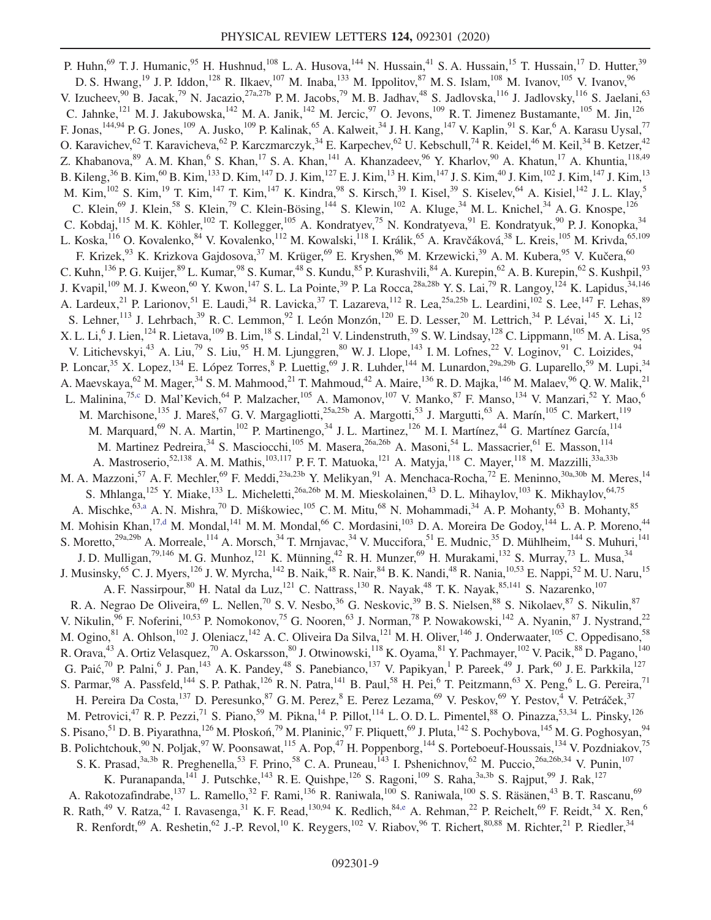P. Huhn,[69] T. J. Humanic,[95] H. Hushnud,[108] L. A. Husova,[144] N. Hussain,[41] S. A. Hussain,[15] T. Hussain,[17] D. Hutter,[39] D. S. Hwang,[19] J. P. Iddon,[128] R. Ilkaev,[107] M. Inaba,[133] M. Ippolitov,[87] M. S. Islam,[108] M. Ivanov,[105] V. Ivanov,[96] V. Izucheev,[90] B. Jacak,[79] N. Jacazio,[27a,27b] P. M. Jacobs,[79] M. B. Jadhav,[48] S. Jadlovska,[116] J. Jadlovsky,[116] S. Jaelani,[63] C. Jahnke,[121] M. J. Jakubowska,[142] M. A. Janik,[142] M. Jercic,[97] O. Jevons,[109] R. T. Jimenez Bustamante,[105] M. Jin,[126] F. Jonas,[144,94] P. G. Jones,[109] A. Jusko,[109] P. Kalinak,[65] A. Kalweit,[34] J. H. Kang,[147] V. Kaplin,[91] S. Kar,[6] A. Karasu Uysal,[77] O. Karavichev,[62] T. Karavicheva,[62] P. Karczmarczyk,[34] E. Karpechev,[62] U. Kebschull,[74] R. Keidel,[46] M. Keil,[34] B. Ketzer,[42] Z. Khabanova,[89] A. M. Khan,[6] S. Khan,[17] S. A. Khan,[141] A. Khanzadeev,[96] Y. Kharlov,[90] A. Khatun,[17] A. Khuntia,[118,49] B. Kileng,[36] B. Kim,[60] B. Kim,[133] D. Kim,[147] D. J. Kim,[127] E. J. Kim,[13] H. Kim,[147] J. S. Kim,[40] J. Kim,[102] J. Kim,[147] J. Kim,[13] M. Kim,[102] S. Kim,[19] T. Kim,[147] T. Kim,[147] K. Kindra,[98] S. Kirsch,[39] I. Kisel,[39] S. Kiselev,[64] A. Kisiel,[142] J. L. Klay,[5] C. Klein,[69] J. Klein,[58] S. Klein,[79] C. Klein-Bösing,[144] S. Klewin,[102] A. Kluge,[34] M. L. Knichel,[34] A. G. Knospe,[126] C. Kobdaj,[115] M. K. Köhler,[102] T. Kollegger,[105] A. Kondratyev,[75] N. Kondratyeva,[91] E. Kondratyuk,[90] P. J. Konopka,[34] L. Koska,[116] O. Kovalenko,[84] V. Kovalenko,[112] M. Kowalski,[118] I. Králik,[65] A. Kravčáková,[38] L. Kreis,[105] M. Krivda,[65,109] F. Krizek,[93] K. Krizkova Gajdosova,[37] M. Krüger,[69] E. Kryshen,[96] M. Krzewicki,[39] A. M. Kubera,[95] V. Kučera,[60] C. Kuhn,[136] P. G. Kuijer,[89] L. Kumar,[98] S. Kumar,[48] S. Kundu,[85] P. Kurashvili,[84] A. Kurepin,[62] A. B. Kurepin,[62] S. Kushpil,[93] J. Kvapil,[109] M. J. Kweon,[60] Y. Kwon,[147] S. L. La Pointe,[39] P. La Rocca,[28a,28b] Y. S. Lai,[79] R. Langoy,[124] K. Lapidus,[34,146] A. Lardeux,[21] P. Larionov,[51] E. Laudi,[34] R. Lavicka,[37] T. Lazareva,[112] R. Lea,[25a,25b] L. Leardini,[102] S. Lee,[147] F. Lehas,[89] S. Lehner,[113] J. Lehrbach,[39] R. C. Lemmon,[92] I. León Monzón,[120] E. D. Lesser,[20] M. Lettrich,[34] P. Lévai,[145] X. Li,[12] X. L. Li,[6] J. Lien,[124] R. Lietava,[109] B. Lim,[18] S. Lindal,[21] V. Lindenstruth,[39] S. W. Lindsay,[128] C. Lippmann,[105] M. A. Lisa,[95] V. Litichevskyi,[43] A. Liu,[79] S. Liu,[95] H. M. Ljunggren,[80] W. J. Llope,[143] I. M. Lofnes,[22] V. Loginov,[91] C. Loizides,[94] P. Loncar,[35] X. Lopez,[134] E. López Torres,[8] P. Luettig,[69] J. R. Luhder,[144] M. Lunardon,[29a,29b] G. Luparello,[59] M. Lupi,[34] A. Maevskaya,[62] M. Mager,[34] S. M. Mahmood,[21] T. Mahmoud,[42] A. Maire,[136] R. D. Majka,[146] M. Malaev,[96] Q. W. Malik,[21] L. Malinina,[75,c] D. Mal'Kevich,[64] P. Malzacher,[105] A. Mamonov,[107] V. Manko,[87] F. Manso,[134] V. Manzari,[52] Y. Mao,[6] M. Marchisone,[135] J. Mareš,[67] G. V. Margagliotti,[25a,25b] A. Margotti,[53] J. Margutti,[63] A. Marín,[105] C. Markert,[119] M. Marquard,[69] N. A. Martin,[102] P. Martinengo,[34] J. L. Martinez,[126] M. I. Martínez,[44] G. Martínez García,[114] M. Martinez Pedreira,[34] S. Masciocchi,[105] M. Masera,[26a,26b] A. Masoni,[54] L. Massacrier,[61] E. Masson,[114] A. Mastroserio,[52,138] A. M. Mathis,[103,117] P. F. T. Matuoka,[121] A. Matyja,[118] C. Mayer,[118] M. Mazzilli,[33a,33b] M. A. Mazzoni,[57] A. F. Mechler,[69] F. Meddi,[23a,23b] Y. Melikyan,[91] A. Menchaca-Rocha,[72] E. Meninno,[30a,30b] M. Meres,[14] S. Mhlanga,[125] Y. Miake,[133] L. Micheletti,[26a,26b] M. M. Mieskolainen,[43] D. L. Mihaylov,[103] K. Mikhaylov,[64,75] A. Mischke,[63,a] A. N. Mishra,[70] D. Miśkowiec,[105] C. M. Mitu,[68] N. Mohammadi,[34] A. P. Mohanty,[63] B. Mohanty,[85] M. Mohisin Khan,[17,d] M. Mondal,[141] M. M. Mondal,[66] C. Mordasini,[103] D. A. Moreira De Godoy,[144] L. A. P. Moreno,[44] S. Moretto,[29a,29b] A. Morreale,[114] A. Morsch,[34] T. Mrnjavac,[34] V. Muccifora,[51] E. Mudnic,[35] D. Mühlheim,[144] S. Muhuri,[141] J. D. Mulligan,[79,146] M. G. Munhoz,[121] K. Münning,[42] R. H. Munzer,[69] H. Murakami,[132] S. Murray,[73] L. Musa,[34] J. Musinsky,[65] C. J. Myers,[126] J. W. Myrcha,[142] B. Naik,[48] R. Nair,[84] B. K. Nandi,[48] R. Nania,[10,53] E. Nappi,[52] M. U. Naru,[15] A. F. Nassirpour,[80] H. Natal da Luz,[121] C. Nattrass,[130] R. Nayak,[48] T. K. Nayak,[85,141] S. Nazarenko,[107] R. A. Negrao De Oliveira,[69] L. Nellen,[70] S. V. Nesbo,[36] G. Neskovic,[39] B. S. Nielsen,[88] S. Nikolaev,[87] S. Nikulin,[87] V. Nikulin,[96] F. Noferini,[10,53] P. Nomokonov,[75] G. Nooren,[63] J. Norman,[78] P. Nowakowski,[142] A. Nyanin,[87] J. Nystrand,[22] M. Ogino,[81] A. Ohlson,[102] J. Oleniacz,[142] A. C. Oliveira Da Silva,[121] M. H. Oliver,[146] J. Onderwaater,[105] C. Oppedisano,[58] R. Orava,[43] A. Ortiz Velasquez,[70] A. Oskarsson,[80] J. Otwinowski,[118] K. Oyama,[81] Y. Pachmayer,[102] V. Pacik,[88] D. Pagano,[140] G. Paić,[70] P. Palni,[6] J. Pan,[143] A. K. Pandey,[48] S. Panebianco,[137] V. Papikyan,[1] P. Pareek,[49] J. Park,[60] J. E. Parkkila,[127] S. Parmar,[98] A. Passfeld,[144] S. P. Pathak,[126] R. N. Patra,[141] B. Paul,[58] H. Pei,[6] T. Peitzmann,[63] X. Peng,[6] L. G. Pereira,[71] H. Pereira Da Costa,[137] D. Peresunko,[87] G. M. Perez,[8] E. Perez Lezama,[69] V. Peskov,[69] Y. Pestov,[4] V. Petráček,[37] M. Petrovici,[47] R. P. Pezzi,[71] S. Piano,[59] M. Pikna,[14] P. Pillot,[114] L. O. D. L. Pimentel,[88] O. Pinazza,[53,34] L. Pinsky,[126] S. Pisano,[51] D. B. Piyarathna,[126] M. Płoskoń,[79] M. Planinic,[97] F. Pliquett,[69] J. Pluta,[142] S. Pochybova,[145] M. G. Poghosyan,[94] B. Polichtchouk,[90] N. Poljak,[97] W. Poonsawat,[115] A. Pop,[47] H. Poppenborg,[144] S. Porteboeuf-Houssais,[134] V. Pozdniakov,[75] S. K. Prasad,[3a,3b] R. Preghenella,[53] F. Prino,[58] C. A. Pruneau,[143] I. Pshenichnov,[62] M. Puccio,[26a,26b,34] V. Punin,[107] K. Puranapanda,[141] J. Putschke,[143] R. E. Quishpe,[126] S. Ragoni,[109] S. Raha,[3a,3b] S. Rajput,[99] J. Rak,[127] A. Rakotozafindrabe,[137] L. Ramello,[32] F. Rami,[136] R. Raniwala,[100] S. Raniwala,[100] S. S. Räsänen,[43] B. T. Rascanu,[69] R. Rath,[49] V. Ratza,[42] I. Ravasenga,[31] K. F. Read,[130,94] K. Redlich,[84,e] A. Rehman,[22] P. Reichelt,[69] F. Reidt,[34] X. Ren,[6] R. Renfordt,[69] A. Reshetin,[62] J.-P. Revol,[10] K. Reygers,[102] V. Riabov,[96] T. Richert,[80,88] M. Richter,[21] P. Riedler,[34]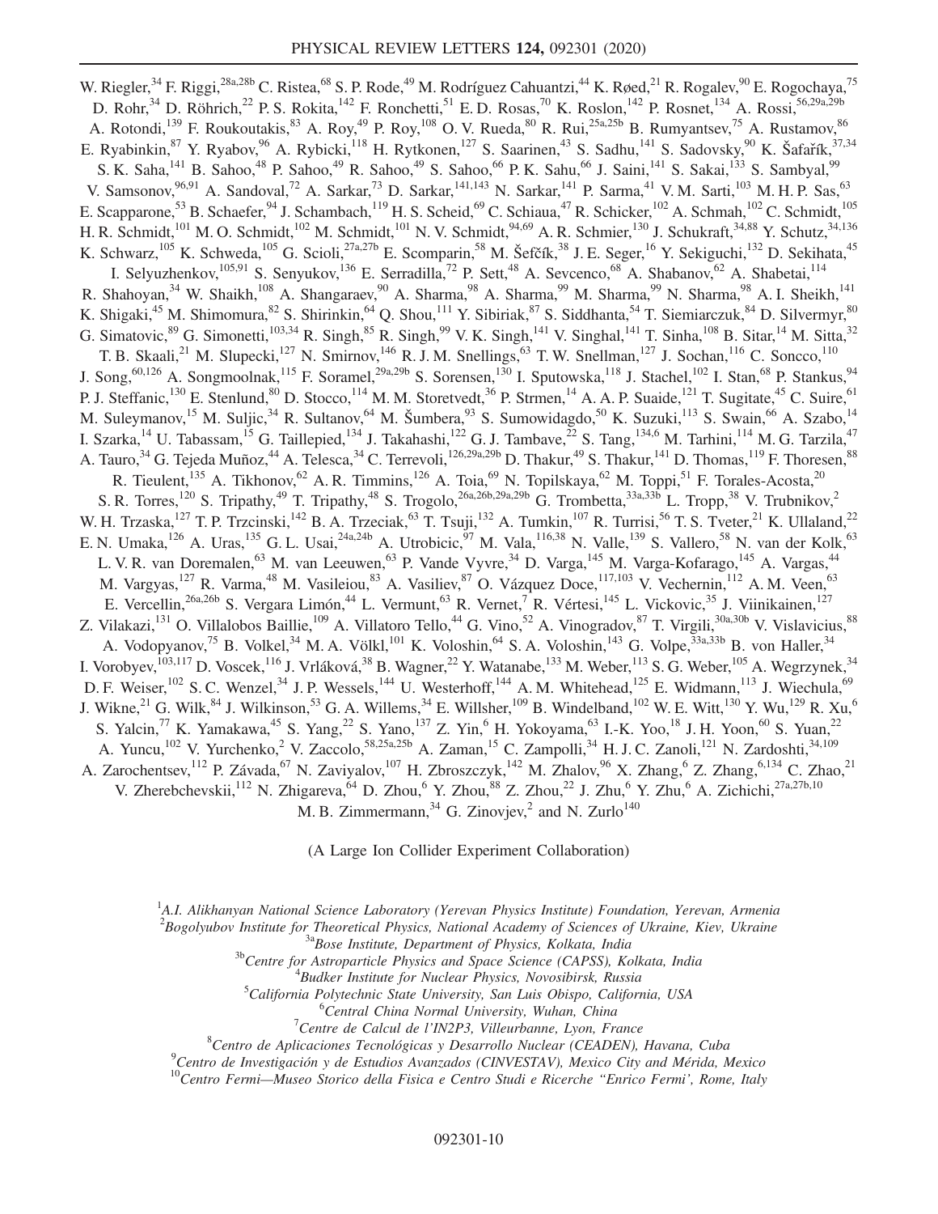W. Riegler,[34] F. Riggi,[28a,28b] C. Ristea,[68] S. P. Rode,[49] M. Rodríguez Cahuantzi,[44] K. Røed,[21] R. Rogalev,[90] E. Rogochaya,[75] D. Rohr,[34] D. Röhrich,[22] P. S. Rokita,[142] F. Ronchetti,[51] E. D. Rosas,[70] K. Roslon,[142] P. Rosnet,[134] A. Rossi,[56,29a,29b] A. Rotondi,[139] F. Roukoutakis,[83] A. Roy,[49] P. Roy,[108] O. V. Rueda,[80] R. Rui,[25a,25b] B. Rumyantsev,[75] A. Rustamov,[86] E. Ryabinkin,[87] Y. Ryabov,[96] A. Rybicki,[118] H. Rytkonen,[127] S. Saarinen,[43] S. Sadhu,[141] S. Sadovsky,[90] K. Šafařík,[37,34] S. K. Saha,[141] B. Sahoo,[48] P. Sahoo,[49] R. Sahoo,[49] S. Sahoo,[66] P. K. Sahu,[66] J. Saini,[141] S. Sakai,[133] S. Sambyal,[99] V. Samsonov,[96,91] A. Sandoval,[72] A. Sarkar,[73] D. Sarkar,[141,143] N. Sarkar,[141] P. Sarma,[41] V. M. Sarti,[103] M. H. P. Sas,[63] E. Scapparone,[53] B. Schaefer,[94] J. Schambach,[119] H. S. Scheid,[69] C. Schiaua,[47] R. Schicker,[102] A. Schmah,[102] C. Schmidt,[105] H. R. Schmidt,[101] M. O. Schmidt,[102] M. Schmidt,[101] N. V. Schmidt,[94,69] A. R. Schmier,[130] J. Schukraft,[34,88] Y. Schutz,[34,136] K. Schwarz,[105] K. Schweda,[105] G. Scioli,[27a,27b] E. Scomparin,[58] M. Šefčík,[38] J. E. Seger,[16] Y. Sekiguchi,[132] D. Sekihata,[45] I. Selyuzhenkov,[105,91] S. Senyukov,[136] E. Serradilla,[72] P. Sett,[48] A. Sevcenco,[68] A. Shabanov,[62] A. Shabetai,[114] R. Shahoyan,[34] W. Shaikh,[108] A. Shangaraev,[90] A. Sharma,[98] A. Sharma,[99] M. Sharma,[99] N. Sharma,[98] A. I. Sheikh,[141] K. Shigaki,[45] M. Shimomura,[82] S. Shirinkin,[64] Q. Shou,[111] Y. Sibiriak,[87] S. Siddhanta,[54] T. Siemiarczuk,[84] D. Silvermyr,[80] G. Simatovic,[89] G. Simonetti,[103,34] R. Singh,[85] R. Singh,[99] V. K. Singh,[141] V. Singhal,[141] T. Sinha,[108] B. Sitar,[14] M. Sitta,[32] T. B. Skaali,[21] M. Slupecki,[127] N. Smirnov,[146] R. J. M. Snellings,[63] T. W. Snellman,[127] J. Sochan,[116] C. Soncco,[110] J. Song,[60,126] A. Songmoolnak,[115] F. Soramel,[29a,29b] S. Sorensen,[130] I. Sputowska,[118] J. Stachel,[102] I. Stan,[68] P. Stankus,[94] P. J. Steffanic,[130] E. Stenlund,[80] D. Stocco,[114] M. M. Storetvedt,[36] P. Strmen,[14] A. A. P. Suaide,[121] T. Sugitate,[45] C. Suire,[61] M. Suleymanov,[15] M. Suljic,[34] R. Sultanov,[64] M. Šumbera,[93] S. Sumowidagdo,[50] K. Suzuki,[113] S. Swain,[66] A. Szabo,[14] I. Szarka,[14] U. Tabassam,[15] G. Taillepied,[134] J. Takahashi,[122] G. J. Tambave,[22] S. Tang,[134,6] M. Tarhini,[114] M. G. Tarzila,[47] A. Tauro,[34] G. Tejeda Muñoz,[44] A. Telesca,[34] C. Terrevoli,[126,29a,29b] D. Thakur,[49] S. Thakur,[141] D. Thomas,[119] F. Thoresen,[88] R. Tieulent,[135] A. Tikhonov,[62] A. R. Timmins,[126] A. Toia,[69] N. Topilskaya,[62] M. Toppi,[51] F. Torales-Acosta,[20] S. R. Torres,[120] S. Tripathy,[49] T. Tripathy,[48] S. Trogolo,[26a,26b,29a,29b] G. Trombetta,[33a,33b] L. Tropp,[38] V. Trubnikov,[2] W. H. Trzaska,[127] T. P. Trzcinski,[142] B. A. Trzeciak,[63] T. Tsuji,[132] A. Tumkin,[107] R. Turrisi,[56] T. S. Tveter,[21] K. Ullaland,[22] E. N. Umaka,[126] A. Uras,[135] G. L. Usai,[24a,24b] A. Utrobicic,[97] M. Vala,[116,38] N. Valle,[139] S. Vallero,[58] N. van der Kolk,[63] L. V. R. van Doremalen,[63] M. van Leeuwen,[63] P. Vande Vyvre,[34] D. Varga,[145] M. Varga-Kofarago,[145] A. Vargas,[44] M. Vargyas,[127] R. Varma,[48] M. Vasileiou,[83] A. Vasiliev,[87] O. Vázquez Doce,[117,103] V. Vechernin,[112] A. M. Veen,[63] E. Vercellin,[26a,26b] S. Vergara Limón,[44] L. Vermunt,[63] R. Vernet,[7] R. Vértesi,[145] L. Vickovic,[35] J. Viinikainen,[127] Z. Vilakazi,[131] O. Villalobos Baillie,[109] A. Villatoro Tello,[44] G. Vino,[52] A. Vinogradov,[87] T. Virgili,[30a,30b] V. Vislavicius,[88] A. Vodopyanov,[75] B. Volkel,[34] M. A. Völkl,[101] K. Voloshin,[64] S. A. Voloshin,[143] G. Volpe,[33a,33b] B. von Haller,[34] I. Vorobyev,[103,117] D. Voscek,[116] J. Vrláková,[38] B. Wagner,[22] Y. Watanabe,[133] M. Weber,[113] S. G. Weber,[105] A. Wegrzynek,[34] D. F. Weiser,[102] S. C. Wenzel,[34] J. P. Wessels,[144] U. Westerhoff,[144] A. M. Whitehead,[125] E. Widmann,[113] J. Wiechula,[69] J. Wikne,[21] G. Wilk,[84] J. Wilkinson,[53] G. A. Willems,[34] E. Willsher,[109] B. Windelband,[102] W. E. Witt,[130] Y. Wu,[129] R. Xu,[6] S. Yalcin,[77] K. Yamakawa,[45] S. Yang,[22] S. Yano,[137] Z. Yin,[6] H. Yokoyama,[63] I.-K. Yoo,[18] J. H. Yoon,[60] S. Yuan,[22] A. Yuncu,[102] V. Yurchenko,[2] V. Zaccolo,[58,25a,25b] A. Zaman,[15] C. Zampolli,[34] H. J. C. Zanoli,[121] N. Zardoshti,[34,109] A. Zarochentsev,[112] P. Závada,[67] N. Zaviyalov,[107] H. Zbroszczyk,[142] M. Zhalov,[96] X. Zhang,[6] Z. Zhang,[6,134] C. Zhao,[21] V. Zherebchevskii,[112] N. Zhigareva,[64] D. Zhou,[6] Y. Zhou,[88] Z. Zhou,[22] J. Zhu,[6] Y. Zhu,[6] A. Zichichi,[27a,27b,10] M. B. Zimmermann,[34] G. Zinovjev,[2] and N. Zurlo[140]

(A Large Ion Collider Experiment Collaboration)

[1]*A.I. Alikhanyan National Science Laboratory (Yerevan Physics Institute) Foundation, Yerevan, Armenia*
[2]*Bogolyubov Institute for Theoretical Physics, National Academy of Sciences of Ukraine, Kiev, Ukraine*
[3a]*Bose Institute, Department of Physics, Kolkata, India*
[3b]*Centre for Astroparticle Physics and Space Science (CAPSS), Kolkata, India*
[4]*Budker Institute for Nuclear Physics, Novosibirsk, Russia*
[5]*California Polytechnic State University, San Luis Obispo, California, USA*
[6]*Central China Normal University, Wuhan, China*
[7]*Centre de Calcul de l'IN2P3, Villeurbanne, Lyon, France*
[8]*Centro de Aplicaciones Tecnológicas y Desarrollo Nuclear (CEADEN), Havana, Cuba*
[9]*Centro de Investigación y de Estudios Avanzados (CINVESTAV), Mexico City and Mérida, Mexico*
[10]*Centro Fermi—Museo Storico della Fisica e Centro Studi e Ricerche "Enrico Fermi', Rome, Italy*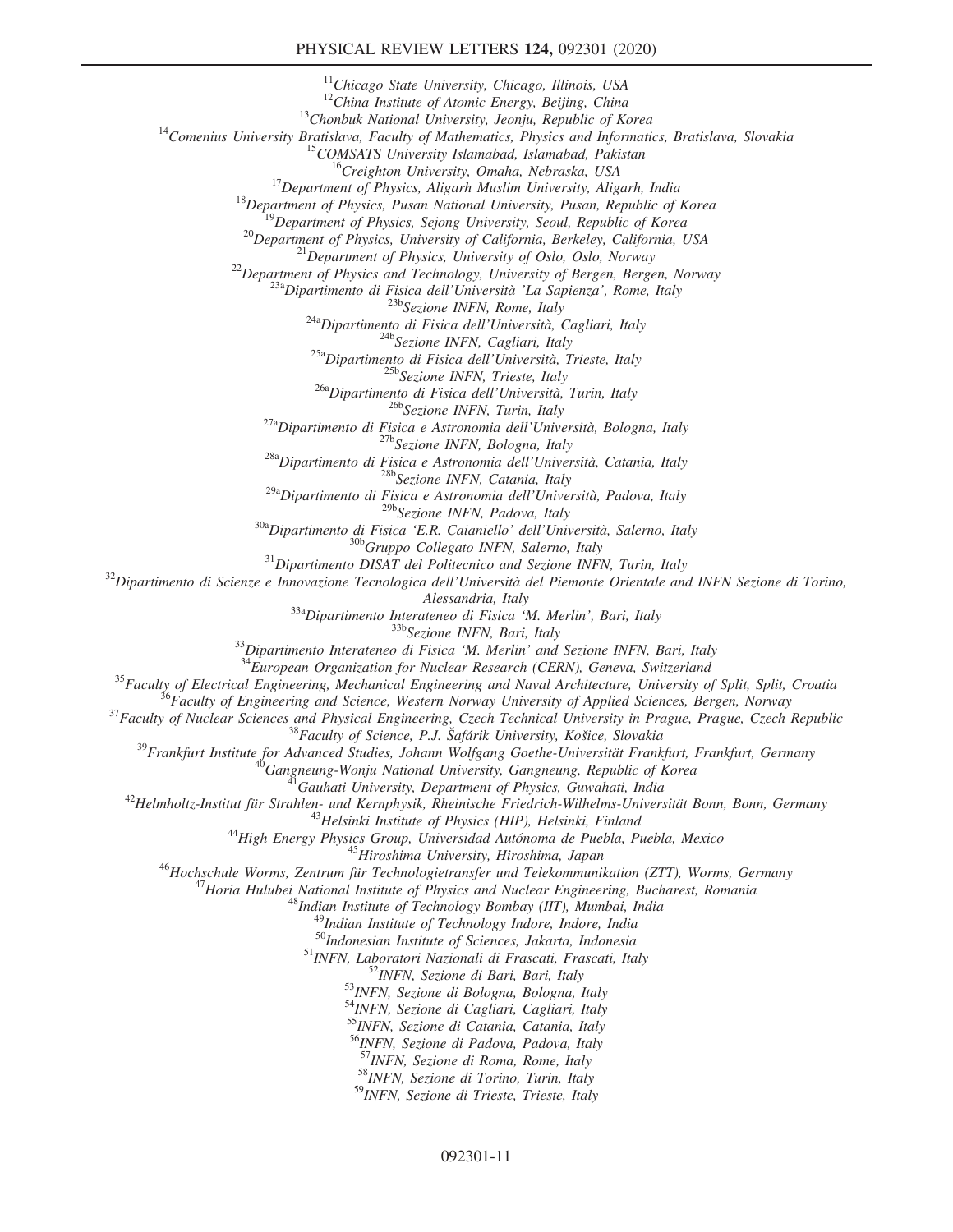[11]*Chicago State University, Chicago, Illinois, USA*
[12]*China Institute of Atomic Energy, Beijing, China*
[13]*Chonbuk National University, Jeonju, Republic of Korea*
[14]*Comenius University Bratislava, Faculty of Mathematics, Physics and Informatics, Bratislava, Slovakia*
[15]*COMSATS University Islamabad, Islamabad, Pakistan*
[16]*Creighton University, Omaha, Nebraska, USA*
[17]*Department of Physics, Aligarh Muslim University, Aligarh, India*
[18]*Department of Physics, Pusan National University, Pusan, Republic of Korea*
[19]*Department of Physics, Sejong University, Seoul, Republic of Korea*
[20]*Department of Physics, University of California, Berkeley, California, USA*
[21]*Department of Physics, University of Oslo, Oslo, Norway*
[22]*Department of Physics and Technology, University of Bergen, Bergen, Norway*
[23a]*Dipartimento di Fisica dell'Università 'La Sapienza', Rome, Italy*
[23b]*Sezione INFN, Rome, Italy*
[24a]*Dipartimento di Fisica dell'Università, Cagliari, Italy*
[24b]*Sezione INFN, Cagliari, Italy*
[25a]*Dipartimento di Fisica dell'Università, Trieste, Italy*
[25b]*Sezione INFN, Trieste, Italy*
[26a]*Dipartimento di Fisica dell'Università, Turin, Italy*
[26b]*Sezione INFN, Turin, Italy*
[27a]*Dipartimento di Fisica e Astronomia dell'Università, Bologna, Italy*
[27b]*Sezione INFN, Bologna, Italy*
[28a]*Dipartimento di Fisica e Astronomia dell'Università, Catania, Italy*
[28b]*Sezione INFN, Catania, Italy*
[29a]*Dipartimento di Fisica e Astronomia dell'Università, Padova, Italy*
[29b]*Sezione INFN, Padova, Italy*
[30a]*Dipartimento di Fisica 'E.R. Caianiello' dell'Università, Salerno, Italy*
[30b]*Gruppo Collegato INFN, Salerno, Italy*
[31]*Dipartimento DISAT del Politecnico and Sezione INFN, Turin, Italy*
[32]*Dipartimento di Scienze e Innovazione Tecnologica dell'Università del Piemonte Orientale and INFN Sezione di Torino, Alessandria, Italy*
[33a]*Dipartimento Interateneo di Fisica 'M. Merlin', Bari, Italy*
[33b]*Sezione INFN, Bari, Italy*
[33]*Dipartimento Interateneo di Fisica 'M. Merlin' and Sezione INFN, Bari, Italy*
[34]*European Organization for Nuclear Research (CERN), Geneva, Switzerland*
[35]*Faculty of Electrical Engineering, Mechanical Engineering and Naval Architecture, University of Split, Split, Croatia*
[36]*Faculty of Engineering and Science, Western Norway University of Applied Sciences, Bergen, Norway*
[37]*Faculty of Nuclear Sciences and Physical Engineering, Czech Technical University in Prague, Prague, Czech Republic*
[38]*Faculty of Science, P.J. Šafárik University, Košice, Slovakia*
[39]*Frankfurt Institute for Advanced Studies, Johann Wolfgang Goethe-Universität Frankfurt, Frankfurt, Germany*
[40]*Gangneung-Wonju National University, Gangneung, Republic of Korea*
[41]*Gauhati University, Department of Physics, Guwahati, India*
[42]*Helmholtz-Institut für Strahlen- und Kernphysik, Rheinische Friedrich-Wilhelms-Universität Bonn, Bonn, Germany*
[43]*Helsinki Institute of Physics (HIP), Helsinki, Finland*
[44]*High Energy Physics Group, Universidad Autónoma de Puebla, Puebla, Mexico*
[45]*Hiroshima University, Hiroshima, Japan*
[46]*Hochschule Worms, Zentrum für Technologietransfer und Telekommunikation (ZTT), Worms, Germany*
[47]*Horia Hulubei National Institute of Physics and Nuclear Engineering, Bucharest, Romania*
[48]*Indian Institute of Technology Bombay (IIT), Mumbai, India*
[49]*Indian Institute of Technology Indore, Indore, India*
[50]*Indonesian Institute of Sciences, Jakarta, Indonesia*
[51]*INFN, Laboratori Nazionali di Frascati, Frascati, Italy*
[52]*INFN, Sezione di Bari, Bari, Italy*
[53]*INFN, Sezione di Bologna, Bologna, Italy*
[54]*INFN, Sezione di Cagliari, Cagliari, Italy*
[55]*INFN, Sezione di Catania, Catania, Italy*
[56]*INFN, Sezione di Padova, Padova, Italy*
[57]*INFN, Sezione di Roma, Rome, Italy*
[58]*INFN, Sezione di Torino, Turin, Italy*
[59]*INFN, Sezione di Trieste, Trieste, Italy*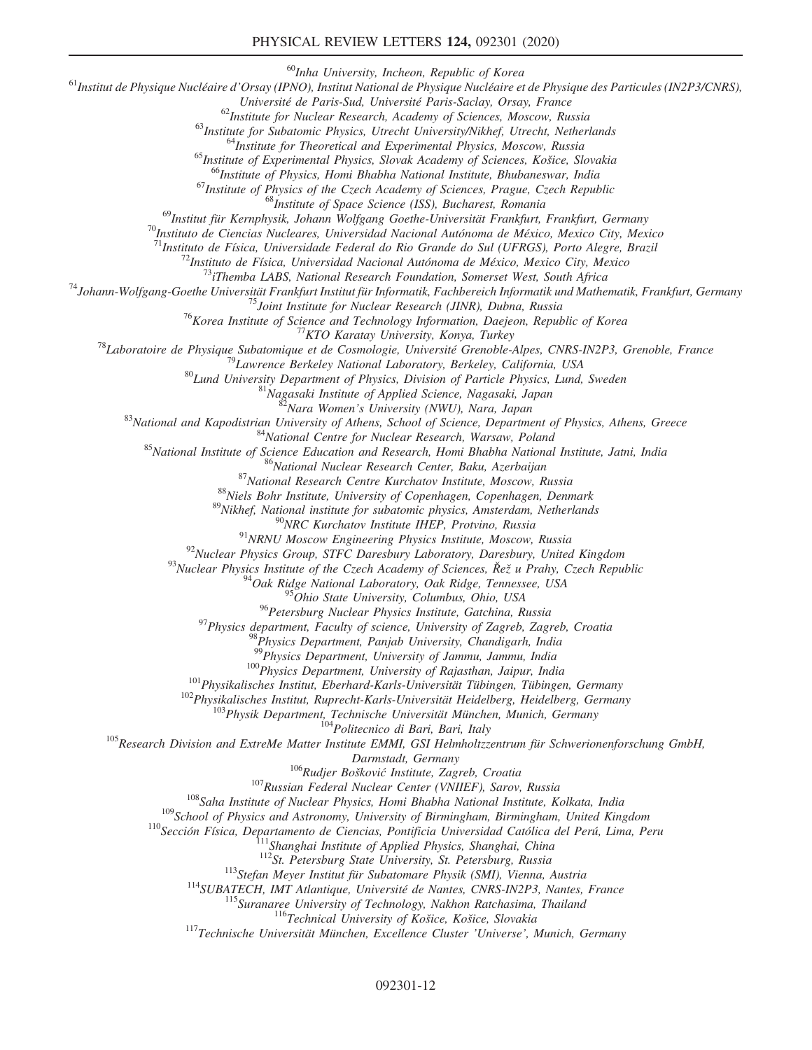[60]Inha University, Incheon, Republic of Korea
[61]Institut de Physique Nucléaire d'Orsay (IPNO), Institut National de Physique Nucléaire et de Physique des Particules (IN2P3/CNRS), Université de Paris-Sud, Université Paris-Saclay, Orsay, France
[62]Institute for Nuclear Research, Academy of Sciences, Moscow, Russia
[63]Institute for Subatomic Physics, Utrecht University/Nikhef, Utrecht, Netherlands
[64]Institute for Theoretical and Experimental Physics, Moscow, Russia
[65]Institute of Experimental Physics, Slovak Academy of Sciences, Košice, Slovakia
[66]Institute of Physics, Homi Bhabha National Institute, Bhubaneswar, India
[67]Institute of Physics of the Czech Academy of Sciences, Prague, Czech Republic
[68]Institute of Space Science (ISS), Bucharest, Romania
[69]Institut für Kernphysik, Johann Wolfgang Goethe-Universität Frankfurt, Frankfurt, Germany
[70]Instituto de Ciencias Nucleares, Universidad Nacional Autónoma de México, Mexico City, Mexico
[71]Instituto de Física, Universidade Federal do Rio Grande do Sul (UFRGS), Porto Alegre, Brazil
[72]Instituto de Física, Universidad Nacional Autónoma de México, Mexico City, Mexico
[73]iThemba LABS, National Research Foundation, Somerset West, South Africa
[74]Johann-Wolfgang-Goethe Universität Frankfurt Institut für Informatik, Fachbereich Informatik und Mathematik, Frankfurt, Germany
[75]Joint Institute for Nuclear Research (JINR), Dubna, Russia
[76]Korea Institute of Science and Technology Information, Daejeon, Republic of Korea
[77]KTO Karatay University, Konya, Turkey
[78]Laboratoire de Physique Subatomique et de Cosmologie, Université Grenoble-Alpes, CNRS-IN2P3, Grenoble, France
[79]Lawrence Berkeley National Laboratory, Berkeley, California, USA
[80]Lund University Department of Physics, Division of Particle Physics, Lund, Sweden
[81]Nagasaki Institute of Applied Science, Nagasaki, Japan
[82]Nara Women's University (NWU), Nara, Japan
[83]National and Kapodistrian University of Athens, School of Science, Department of Physics, Athens, Greece
[84]National Centre for Nuclear Research, Warsaw, Poland
[85]National Institute of Science Education and Research, Homi Bhabha National Institute, Jatni, India
[86]National Nuclear Research Center, Baku, Azerbaijan
[87]National Research Centre Kurchatov Institute, Moscow, Russia
[88]Niels Bohr Institute, University of Copenhagen, Copenhagen, Denmark
[89]Nikhef, National institute for subatomic physics, Amsterdam, Netherlands
[90]NRC Kurchatov Institute IHEP, Protvino, Russia
[91]NRNU Moscow Engineering Physics Institute, Moscow, Russia
[92]Nuclear Physics Group, STFC Daresbury Laboratory, Daresbury, United Kingdom
[93]Nuclear Physics Institute of the Czech Academy of Sciences, Řež u Prahy, Czech Republic
[94]Oak Ridge National Laboratory, Oak Ridge, Tennessee, USA
[95]Ohio State University, Columbus, Ohio, USA
[96]Petersburg Nuclear Physics Institute, Gatchina, Russia
[97]Physics department, Faculty of science, University of Zagreb, Zagreb, Croatia
[98]Physics Department, Panjab University, Chandigarh, India
[99]Physics Department, University of Jammu, Jammu, India
[100]Physics Department, University of Rajasthan, Jaipur, India
[101]Physikalisches Institut, Eberhard-Karls-Universität Tübingen, Tübingen, Germany
[102]Physikalisches Institut, Ruprecht-Karls-Universität Heidelberg, Heidelberg, Germany
[103]Physik Department, Technische Universität München, Munich, Germany
[104]Politecnico di Bari, Bari, Italy
[105]Research Division and ExtreMe Matter Institute EMMI, GSI Helmholtzzentrum für Schwerionenforschung GmbH, Darmstadt, Germany
[106]Rudjer Bošković Institute, Zagreb, Croatia
[107]Russian Federal Nuclear Center (VNIIEF), Sarov, Russia
[108]Saha Institute of Nuclear Physics, Homi Bhabha National Institute, Kolkata, India
[109]School of Physics and Astronomy, University of Birmingham, Birmingham, United Kingdom
[110]Sección Física, Departamento de Ciencias, Pontificia Universidad Católica del Perú, Lima, Peru
[111]Shanghai Institute of Applied Physics, Shanghai, China
[112]St. Petersburg State University, St. Petersburg, Russia
[113]Stefan Meyer Institut für Subatomare Physik (SMI), Vienna, Austria
[114]SUBATECH, IMT Atlantique, Université de Nantes, CNRS-IN2P3, Nantes, France
[115]Suranaree University of Technology, Nakhon Ratchasima, Thailand
[116]Technical University of Košice, Košice, Slovakia
[117]Technische Universität München, Excellence Cluster 'Universe', Munich, Germany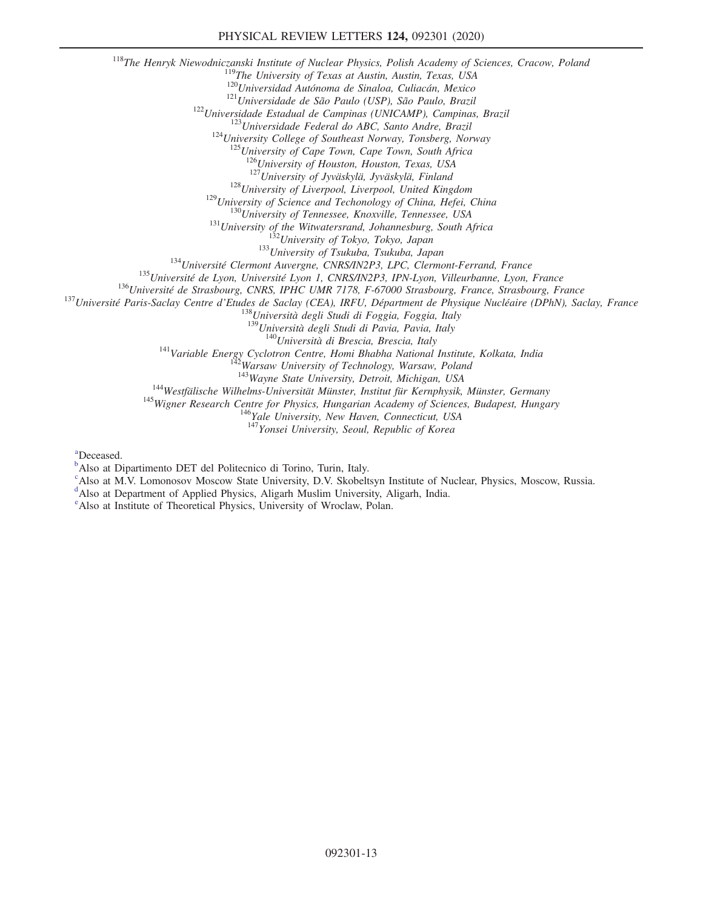[118]The Henryk Niewodniczanski Institute of Nuclear Physics, Polish Academy of Sciences, Cracow, Poland
[119]The University of Texas at Austin, Austin, Texas, USA
[120]Universidad Autónoma de Sinaloa, Culiacán, Mexico
[121]Universidade de São Paulo (USP), São Paulo, Brazil
[122]Universidade Estadual de Campinas (UNICAMP), Campinas, Brazil
[123]Universidade Federal do ABC, Santo Andre, Brazil
[124]University College of Southeast Norway, Tonsberg, Norway
[125]University of Cape Town, Cape Town, South Africa
[126]University of Houston, Houston, Texas, USA
[127]University of Jyväskylä, Jyväskylä, Finland
[128]University of Liverpool, Liverpool, United Kingdom
[129]University of Science and Techonology of China, Hefei, China
[130]University of Tennessee, Knoxville, Tennessee, USA
[131]University of the Witwatersrand, Johannesburg, South Africa
[132]University of Tokyo, Tokyo, Japan
[133]University of Tsukuba, Tsukuba, Japan
[134]Université Clermont Auvergne, CNRS/IN2P3, LPC, Clermont-Ferrand, France
[135]Université de Lyon, Université Lyon 1, CNRS/IN2P3, IPN-Lyon, Villeurbanne, Lyon, France
[136]Université de Strasbourg, CNRS, IPHC UMR 7178, F-67000 Strasbourg, France, Strasbourg, France
[137]Université Paris-Saclay Centre d'Etudes de Saclay (CEA), IRFU, Départment de Physique Nucléaire (DPhN), Saclay, France
[138]Università degli Studi di Foggia, Foggia, Italy
[139]Università degli Studi di Pavia, Pavia, Italy
[140]Università di Brescia, Brescia, Italy
[141]Variable Energy Cyclotron Centre, Homi Bhabha National Institute, Kolkata, India
[142]Warsaw University of Technology, Warsaw, Poland
[143]Wayne State University, Detroit, Michigan, USA
[144]Westfälische Wilhelms-Universität Münster, Institut für Kernphysik, Münster, Germany
[145]Wigner Research Centre for Physics, Hungarian Academy of Sciences, Budapest, Hungary
[146]Yale University, New Haven, Connecticut, USA
[147]Yonsei University, Seoul, Republic of Korea

[a]Deceased.
[b]Also at Dipartimento DET del Politecnico di Torino, Turin, Italy.
[c]Also at M.V. Lomonosov Moscow State University, D.V. Skobeltsyn Institute of Nuclear, Physics, Moscow, Russia.
[d]Also at Department of Applied Physics, Aligarh Muslim University, Aligarh, India.
[e]Also at Institute of Theoretical Physics, University of Wroclaw, Polan.